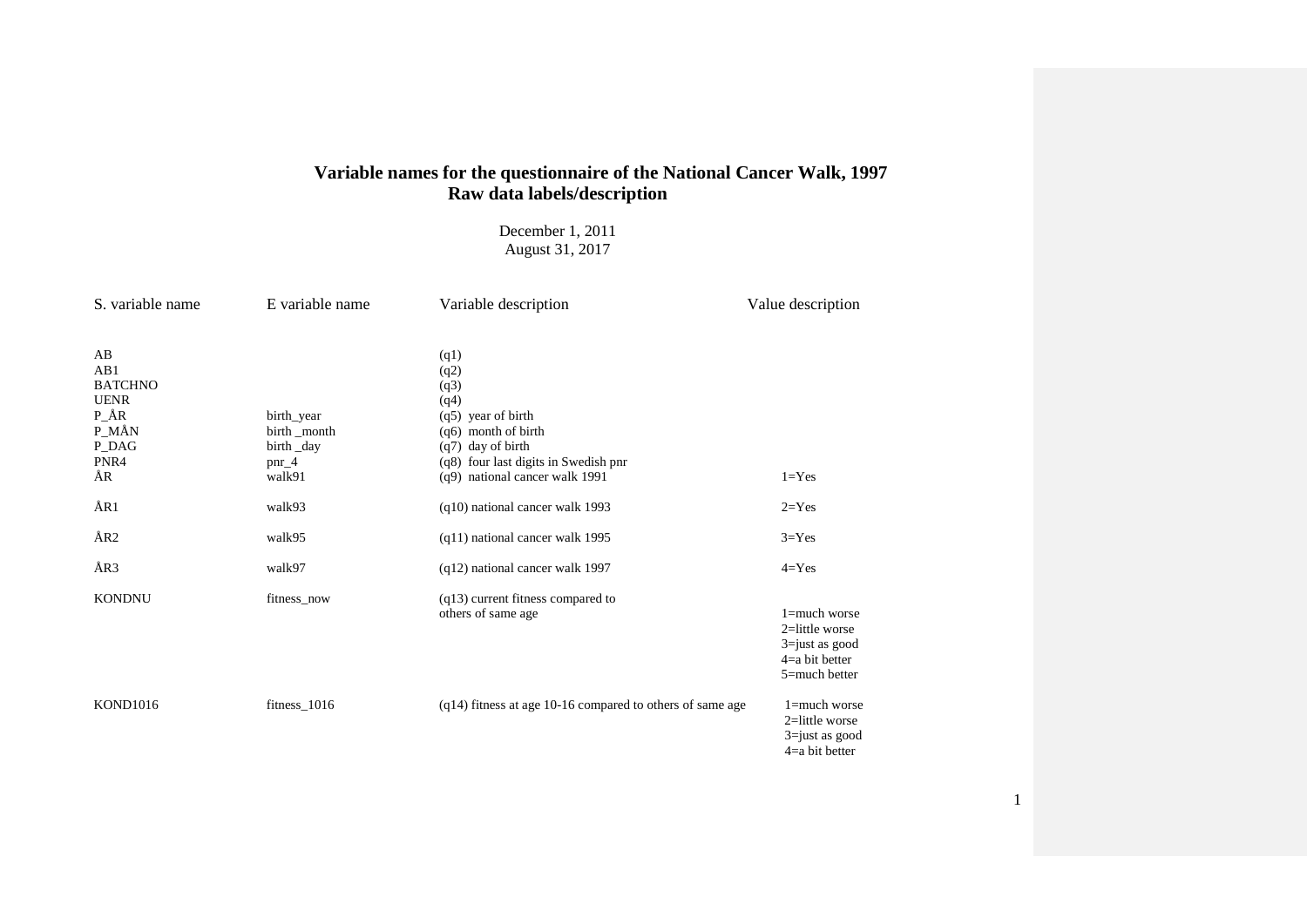# Variable names for the questionnaire of the National Cancer Walk, 1997
## Raw data labels/description

December 1, 2011
August 31, 2017

| S. variable name | E variable name | Variable description | Value description |
|---|---|---|---|
| AB | | (q1) | |
| AB1 | | (q2) | |
| BATCHNO | | (q3) | |
| UENR | | (q4) | |
| P_ÅR | birth_year | (q5) year of birth | |
| P_MÅN | birth _month | (q6) month of birth | |
| P_DAG | birth _day | (q7) day of birth | |
| PNR4 | pnr_4 | (q8) four last digits in Swedish pnr | |
| ÅR | walk91 | (q9) national cancer walk 1991 | 1=Yes |
| ÅR1 | walk93 | (q10) national cancer walk 1993 | 2=Yes |
| ÅR2 | walk95 | (q11) national cancer walk 1995 | 3=Yes |
| ÅR3 | walk97 | (q12) national cancer walk 1997 | 4=Yes |
| KONDNU | fitness_now | (q13) current fitness compared to others of same age | 1=much worse<br>2=little worse<br>3=just as good<br>4=a bit better<br>5=much better |
| KOND1016 | fitness_1016 | (q14) fitness at age 10-16 compared to others of same age | 1=much worse<br>2=little worse<br>3=just as good<br>4=a bit better |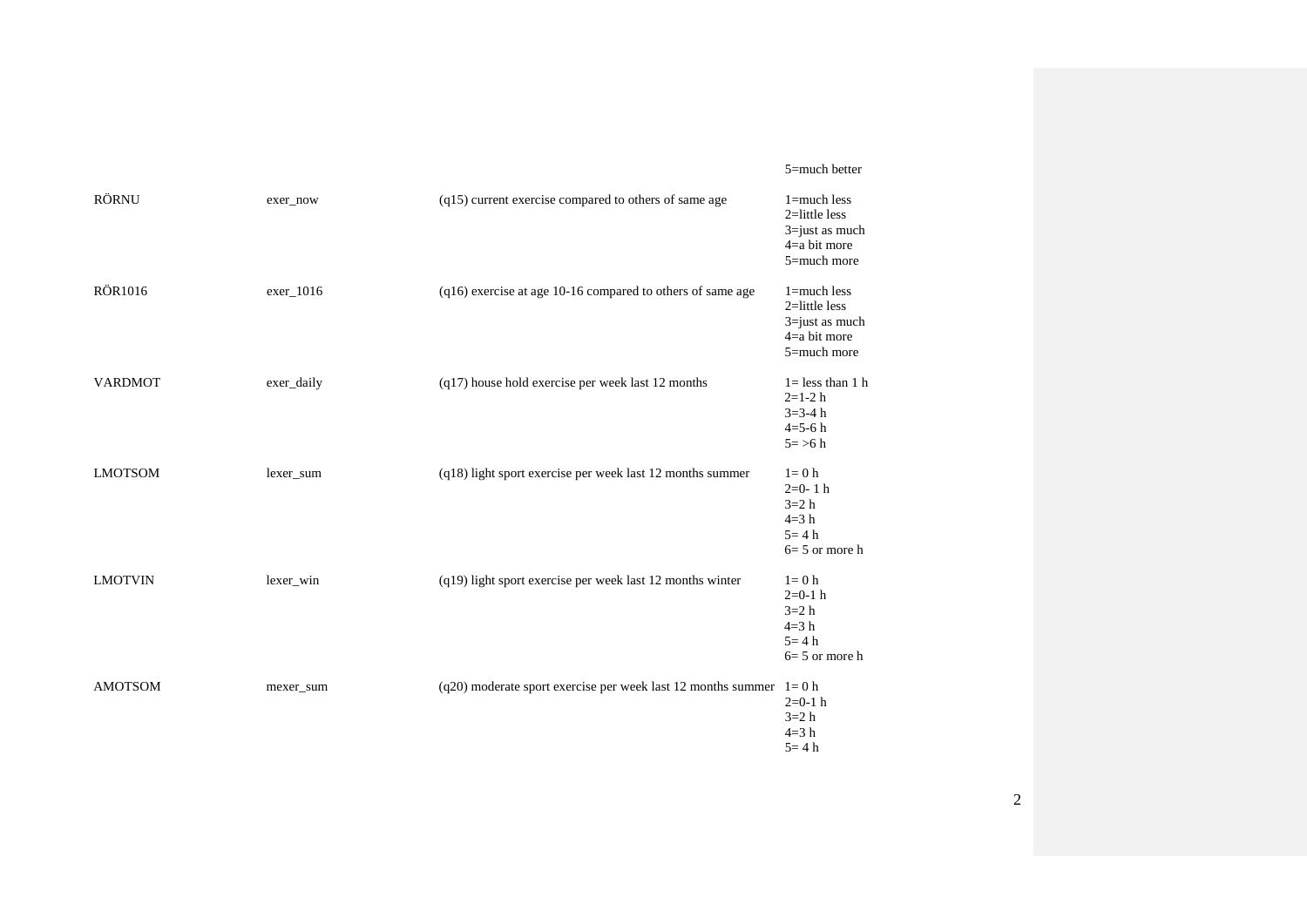|  |  |  | 5=much better |
|---|---|---|---|
| RÖRNU | exer_now | (q15) current exercise compared to others of same age | 1=much less<br>2=little less<br>3=just as much<br>4=a bit more<br>5=much more |
| RÖR1016 | exer_1016 | (q16) exercise at age 10-16 compared to others of same age | 1=much less<br>2=little less<br>3=just as much<br>4=a bit more<br>5=much more |
| VARDMOT | exer_daily | (q17) house hold exercise per week last 12 months | 1= less than 1 h<br>2=1-2 h<br>3=3-4 h<br>4=5-6 h<br>5= >6 h |
| LMOTSOM | lexer_sum | (q18) light sport exercise per week last 12 months summer | 1= 0 h<br>2=0- 1 h<br>3=2 h<br>4=3 h<br>5= 4 h<br>6= 5 or more h |
| LMOTVIN | lexer_win | (q19) light sport exercise per week last 12 months winter | 1= 0 h<br>2=0-1 h<br>3=2 h<br>4=3 h<br>5= 4 h<br>6= 5 or more h |
| AMOTSOM | mexer_sum | (q20) moderate sport exercise per week last 12 months summer | 1= 0 h<br>2=0-1 h<br>3=2 h<br>4=3 h<br>5= 4 h |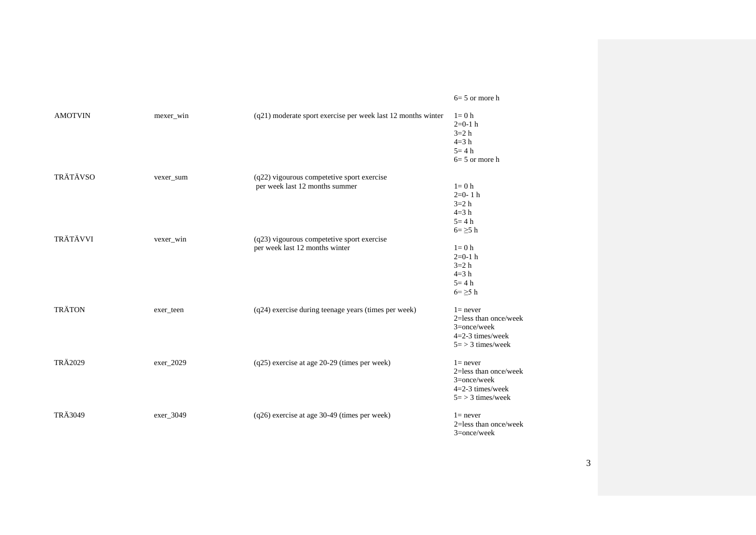| | | | |
|---|---|---|---|
| | | | 6= 5 or more h |
| AMOTVIN | mexer_win | (q21) moderate sport exercise per week last 12 months winter | 1= 0 h<br>2=0-1 h<br>3=2 h<br>4=3 h<br>5= 4 h<br>6= 5 or more h |
| TRÄTÄVSO | vexer_sum | (q22) vigourous competetive sport exercise per week last 12 months summer | 1= 0 h<br>2=0- 1 h<br>3=2 h<br>4=3 h<br>5= 4 h<br>6= ≥5 h |
| TRÄTÄVVI | vexer_win | (q23) vigourous competetive sport exercise per week last 12 months winter | 1= 0 h<br>2=0-1 h<br>3=2 h<br>4=3 h<br>5= 4 h<br>6= ≥5 h |
| TRÄTON | exer_teen | (q24) exercise during teenage years (times per week) | 1= never<br>2=less than once/week<br>3=once/week<br>4=2-3 times/week<br>5= > 3 times/week |
| TRÄ2029 | exer_2029 | (q25) exercise at age 20-29 (times per week) | 1= never<br>2=less than once/week<br>3=once/week<br>4=2-3 times/week<br>5= > 3 times/week |
| TRÄ3049 | exer_3049 | (q26) exercise at age 30-49 (times per week) | 1= never<br>2=less than once/week<br>3=once/week |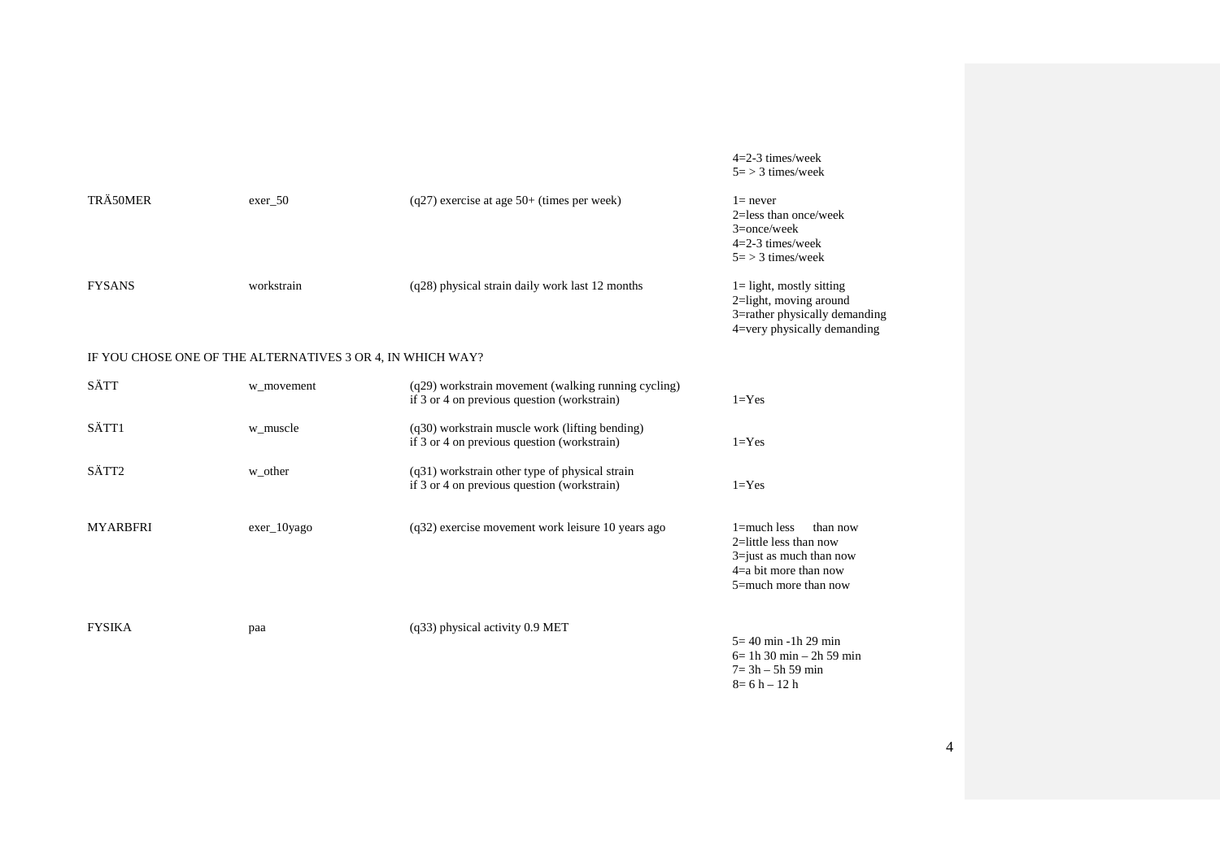| | | | |
|---|---|---|---|
| | | | 4=2-3 times/week<br>5= > 3 times/week |
| TRÄ50MER | exer_50 | (q27) exercise at age 50+ (times per week) | 1= never<br>2=less than once/week<br>3=once/week<br>4=2-3 times/week<br>5= > 3 times/week |
| FYSANS | workstrain | (q28) physical strain daily work last 12 months | 1= light, mostly sitting<br>2=light, moving around<br>3=rather physically demanding<br>4=very physically demanding |
| IF YOU CHOSE ONE OF THE ALTERNATIVES 3 OR 4, IN WHICH WAY? | | | |
| SÄTT | w_movement | (q29) workstrain movement (walking running cycling)<br>if 3 or 4 on previous question (workstrain) | 1=Yes |
| SÄTT1 | w_muscle | (q30) workstrain muscle work (lifting bending)<br>if 3 or 4 on previous question (workstrain) | 1=Yes |
| SÄTT2 | w_other | (q31) workstrain other type of physical strain<br>if 3 or 4 on previous question (workstrain) | 1=Yes |
| MYARBFRI | exer_10yago | (q32) exercise movement work leisure 10 years ago | 1=much less than now<br>2=little less than now<br>3=just as much than now<br>4=a bit more than now<br>5=much more than now |
| FYSIKA | paa | (q33) physical activity 0.9 MET | 5= 40 min -1h 29 min<br>6= 1h 30 min – 2h 59 min<br>7= 3h – 5h 59 min<br>8= 6 h – 12 h |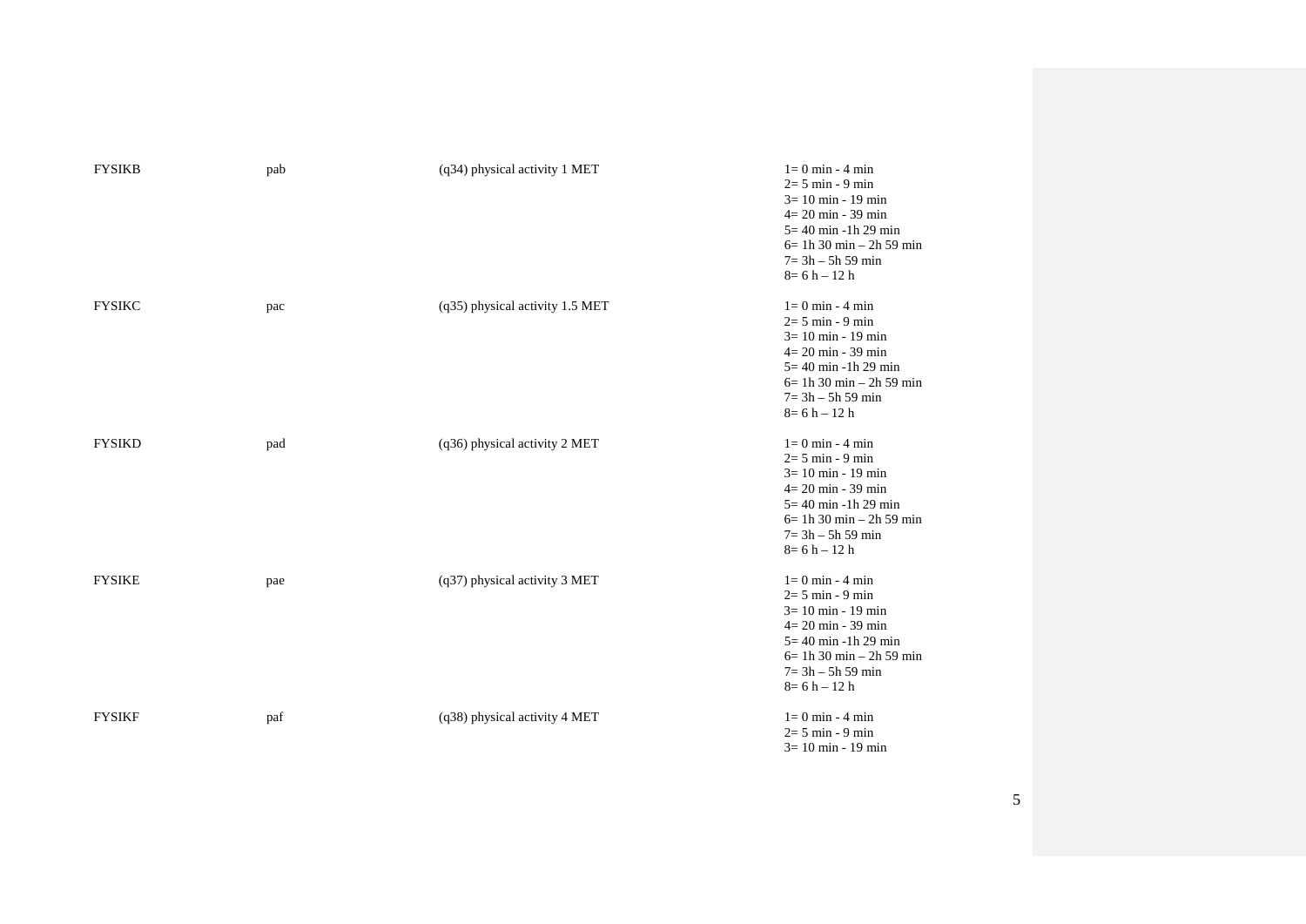| | | | |
|---|---|---|---|
| FYSIKB | pab | (q34) physical activity 1 MET | 1= 0 min - 4 min<br>2= 5 min - 9 min<br>3= 10 min - 19 min<br>4= 20 min - 39 min<br>5= 40 min -1h 29 min<br>6= 1h 30 min – 2h 59 min<br>7= 3h – 5h 59 min<br>8= 6 h – 12 h |
| FYSIKC | pac | (q35) physical activity 1.5 MET | 1= 0 min - 4 min<br>2= 5 min - 9 min<br>3= 10 min - 19 min<br>4= 20 min - 39 min<br>5= 40 min -1h 29 min<br>6= 1h 30 min – 2h 59 min<br>7= 3h – 5h 59 min<br>8= 6 h – 12 h |
| FYSIKD | pad | (q36) physical activity 2 MET | 1= 0 min - 4 min<br>2= 5 min - 9 min<br>3= 10 min - 19 min<br>4= 20 min - 39 min<br>5= 40 min -1h 29 min<br>6= 1h 30 min – 2h 59 min<br>7= 3h – 5h 59 min<br>8= 6 h – 12 h |
| FYSIKE | pae | (q37) physical activity 3 MET | 1= 0 min - 4 min<br>2= 5 min - 9 min<br>3= 10 min - 19 min<br>4= 20 min - 39 min<br>5= 40 min -1h 29 min<br>6= 1h 30 min – 2h 59 min<br>7= 3h – 5h 59 min<br>8= 6 h – 12 h |
| FYSIKF | paf | (q38) physical activity 4 MET | 1= 0 min - 4 min<br>2= 5 min - 9 min<br>3= 10 min - 19 min |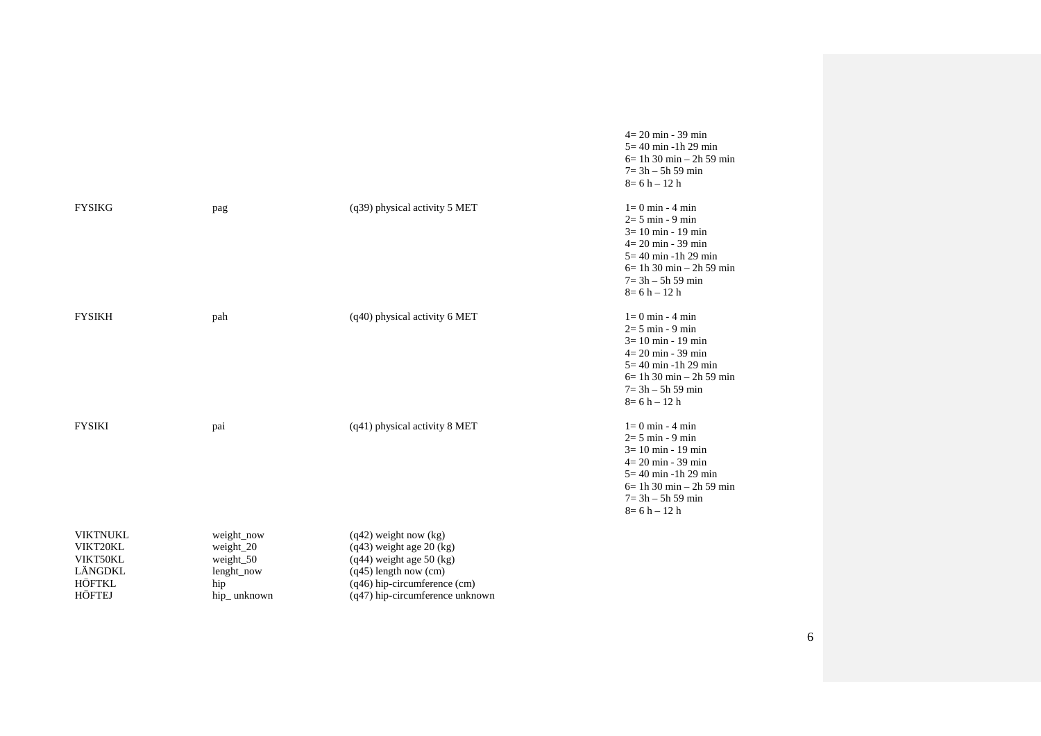| | | | |
|---|---|---|---|
| | | | 4= 20 min - 39 min<br>5= 40 min -1h 29 min<br>6= 1h 30 min – 2h 59 min<br>7= 3h – 5h 59 min<br>8= 6 h – 12 h |
| FYSIKG | pag | (q39) physical activity 5 MET | 1= 0 min - 4 min<br>2= 5 min - 9 min<br>3= 10 min - 19 min<br>4= 20 min - 39 min<br>5= 40 min -1h 29 min<br>6= 1h 30 min – 2h 59 min<br>7= 3h – 5h 59 min<br>8= 6 h – 12 h |
| FYSIKH | pah | (q40) physical activity 6 MET | 1= 0 min - 4 min<br>2= 5 min - 9 min<br>3= 10 min - 19 min<br>4= 20 min - 39 min<br>5= 40 min -1h 29 min<br>6= 1h 30 min – 2h 59 min<br>7= 3h – 5h 59 min<br>8= 6 h – 12 h |
| FYSIKI | pai | (q41) physical activity 8 MET | 1= 0 min - 4 min<br>2= 5 min - 9 min<br>3= 10 min - 19 min<br>4= 20 min - 39 min<br>5= 40 min -1h 29 min<br>6= 1h 30 min – 2h 59 min<br>7= 3h – 5h 59 min<br>8= 6 h – 12 h |
| VIKTNUKL | weight_now | (q42) weight now (kg) | |
| VIKT20KL | weight_20 | (q43) weight age 20 (kg) | |
| VIKT50KL | weight_50 | (q44) weight age 50 (kg) | |
| LÄNGDKL | lenght_now | (q45) length now (cm) | |
| HÖFTKL | hip | (q46) hip-circumference (cm) | |
| HÖFTEJ | hip_ unknown | (q47) hip-circumference unknown | |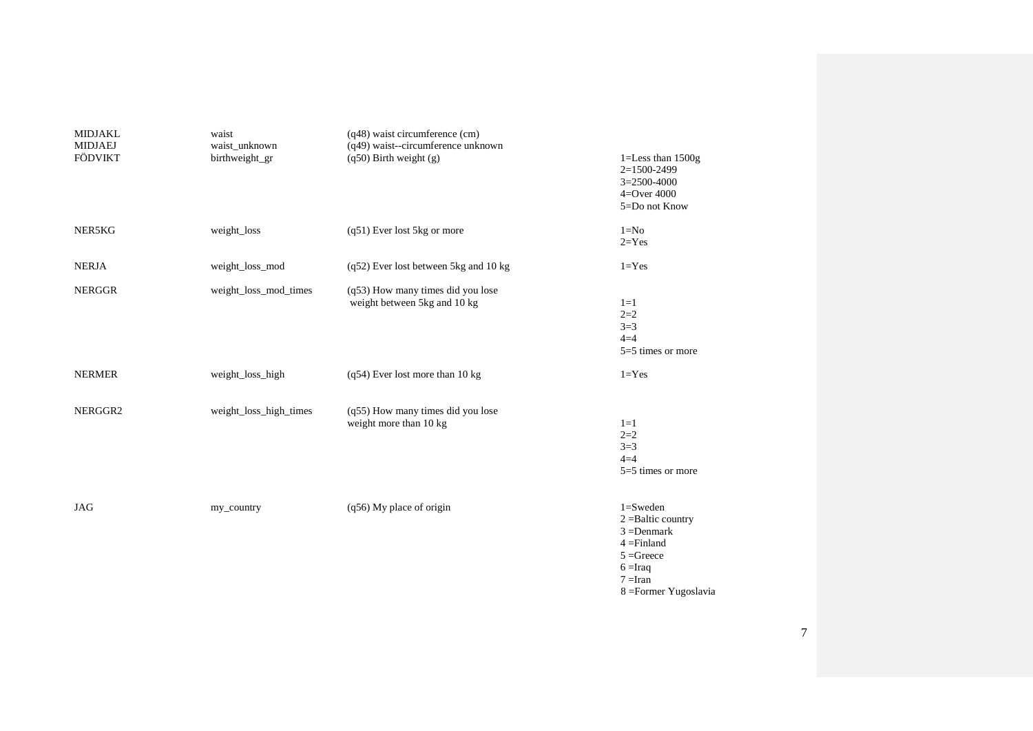| | | | |
|---|---|---|---|
| MIDJAKL | waist | (q48) waist circumference (cm) | |
| MIDJAEJ | waist_unknown | (q49) waist--circumference unknown | |
| FÖDVIKT | birthweight_gr | (q50) Birth weight (g) | 1=Less than 1500g<br>2=1500-2499<br>3=2500-4000<br>4=Over 4000<br>5=Do not Know |
| NER5KG | weight_loss | (q51) Ever lost 5kg or more | 1=No<br>2=Yes |
| NERJA | weight_loss_mod | (q52) Ever lost between 5kg and 10 kg | 1=Yes |
| NERGGR | weight_loss_mod_times | (q53) How many times did you lose weight between 5kg and 10 kg | 1=1<br>2=2<br>3=3<br>4=4<br>5=5 times or more |
| NERMER | weight_loss_high | (q54) Ever lost more than 10 kg | 1=Yes |
| NERGGR2 | weight_loss_high_times | (q55) How many times did you lose weight more than 10 kg | 1=1<br>2=2<br>3=3<br>4=4<br>5=5 times or more |
| JAG | my_country | (q56) My place of origin | 1=Sweden<br>2 =Baltic country<br>3 =Denmark<br>4 =Finland<br>5 =Greece<br>6 =Iraq<br>7 =Iran<br>8 =Former Yugoslavia |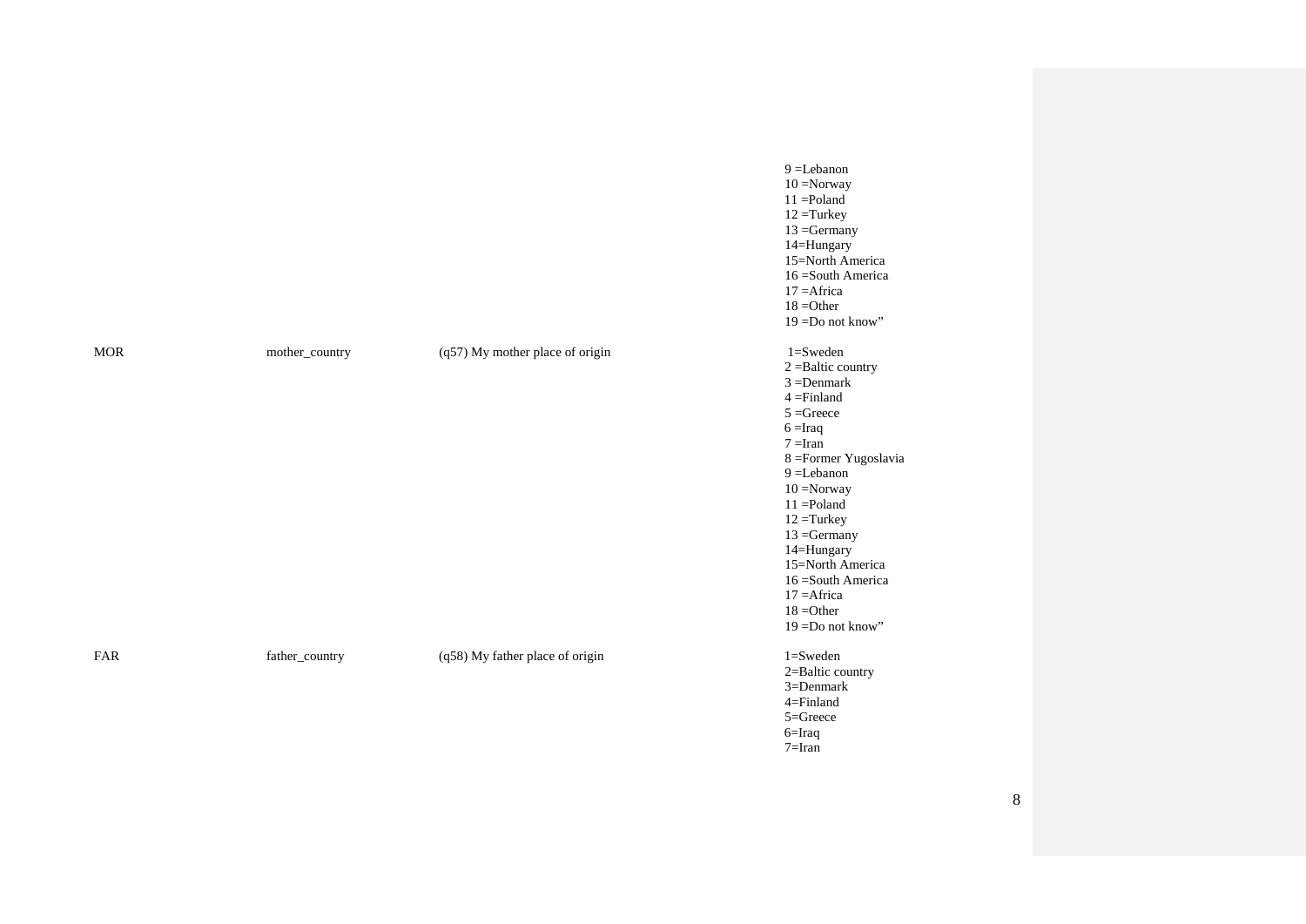|  |  |  |  |
|---|---|---|---|
|  |  |  | 9 =Lebanon<br>10 =Norway<br>11 =Poland<br>12 =Turkey<br>13 =Germany<br>14=Hungary<br>15=North America<br>16 =South America<br>17 =Africa<br>18 =Other<br>19 =Do not know” |
| MOR | mother_country | (q57) My mother place of origin | 1=Sweden<br>2 =Baltic country<br>3 =Denmark<br>4 =Finland<br>5 =Greece<br>6 =Iraq<br>7 =Iran<br>8 =Former Yugoslavia<br>9 =Lebanon<br>10 =Norway<br>11 =Poland<br>12 =Turkey<br>13 =Germany<br>14=Hungary<br>15=North America<br>16 =South America<br>17 =Africa<br>18 =Other<br>19 =Do not know” |
| FAR | father_country | (q58) My father place of origin | 1=Sweden<br>2=Baltic country<br>3=Denmark<br>4=Finland<br>5=Greece<br>6=Iraq<br>7=Iran |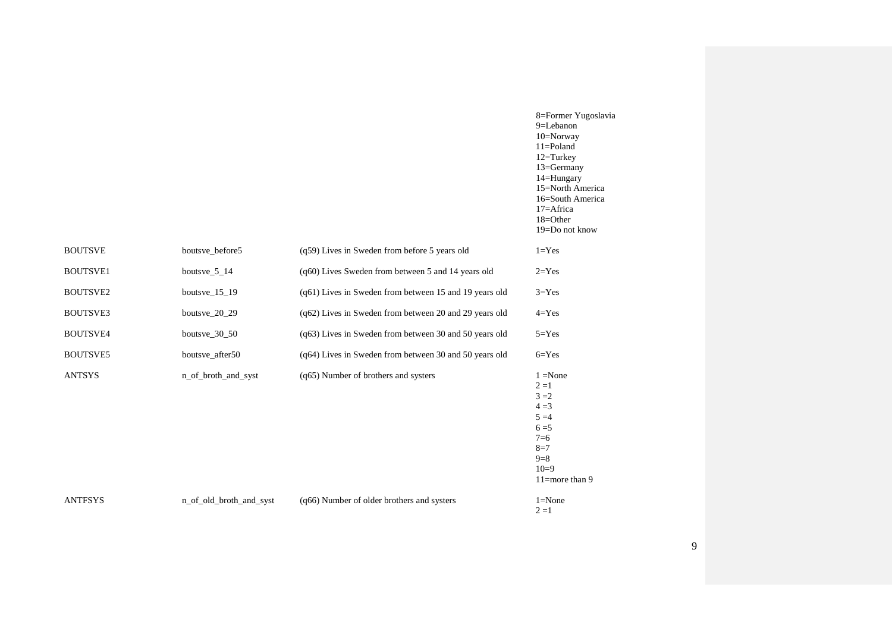| | | | |
|---|---|---|---|
| | | | 8=Former Yugoslavia<br>9=Lebanon<br>10=Norway<br>11=Poland<br>12=Turkey<br>13=Germany<br>14=Hungary<br>15=North America<br>16=South America<br>17=Africa<br>18=Other<br>19=Do not know |
| BOUTSVE | boutsve_before5 | (q59) Lives in Sweden from before 5 years old | 1=Yes |
| BOUTSVE1 | boutsve_5_14 | (q60) Lives Sweden from between 5 and 14 years old | 2=Yes |
| BOUTSVE2 | boutsve_15_19 | (q61) Lives in Sweden from between 15 and 19 years old | 3=Yes |
| BOUTSVE3 | boutsve_20_29 | (q62) Lives in Sweden from between 20 and 29 years old | 4=Yes |
| BOUTSVE4 | boutsve_30_50 | (q63) Lives in Sweden from between 30 and 50 years old | 5=Yes |
| BOUTSVE5 | boutsve_after50 | (q64) Lives in Sweden from between 30 and 50 years old | 6=Yes |
| ANTSYS | n_of_broth_and_syst | (q65) Number of brothers and systers | 1 =None<br>2 =1<br>3 =2<br>4 =3<br>5 =4<br>6 =5<br>7=6<br>8=7<br>9=8<br>10=9<br>11=more than 9 |
| ANTFSYS | n_of_old_broth_and_syst | (q66) Number of older brothers and systers | 1=None<br>2 =1 |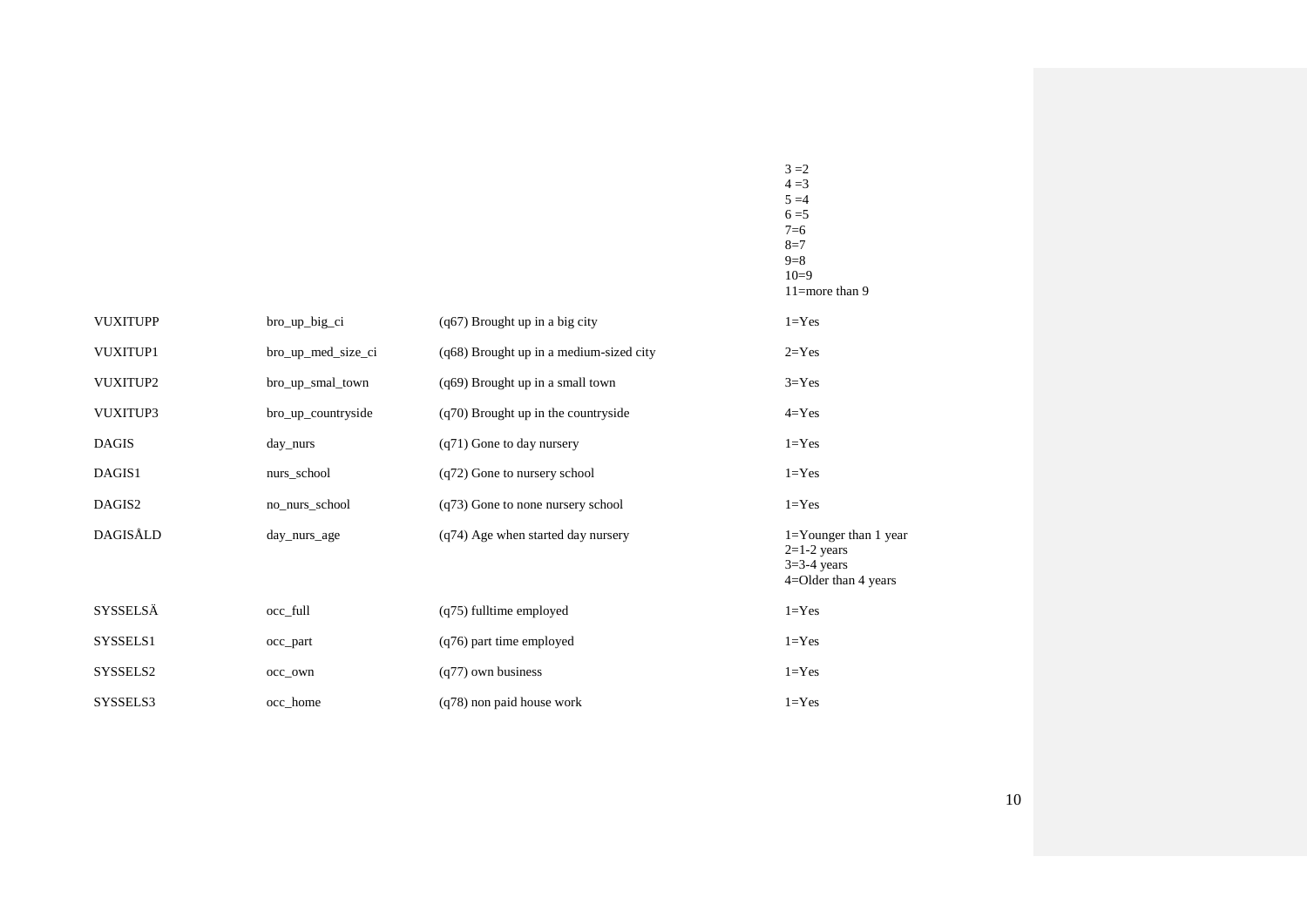| | | | |
|---|---|---|---|
| | | | 3 =2<br>4 =3<br>5 =4<br>6 =5<br>7=6<br>8=7<br>9=8<br>10=9<br>11=more than 9 |
| VUXITUPP | bro_up_big_ci | (q67) Brought up in a big city | 1=Yes |
| VUXITUP1 | bro_up_med_size_ci | (q68) Brought up in a medium-sized city | 2=Yes |
| VUXITUP2 | bro_up_smal_town | (q69) Brought up in a small town | 3=Yes |
| VUXITUP3 | bro_up_countryside | (q70) Brought up in the countryside | 4=Yes |
| DAGIS | day_nurs | (q71) Gone to day nursery | 1=Yes |
| DAGIS1 | nurs_school | (q72) Gone to nursery school | 1=Yes |
| DAGIS2 | no_nurs_school | (q73) Gone to none nursery school | 1=Yes |
| DAGISÅLD | day_nurs_age | (q74) Age when started day nursery | 1=Younger than 1 year<br>2=1-2 years<br>3=3-4 years<br>4=Older than 4 years |
| SYSSELSÄ | occ_full | (q75) fulltime employed | 1=Yes |
| SYSSELS1 | occ_part | (q76) part time employed | 1=Yes |
| SYSSELS2 | occ_own | (q77) own business | 1=Yes |
| SYSSELS3 | occ_home | (q78) non paid house work | 1=Yes |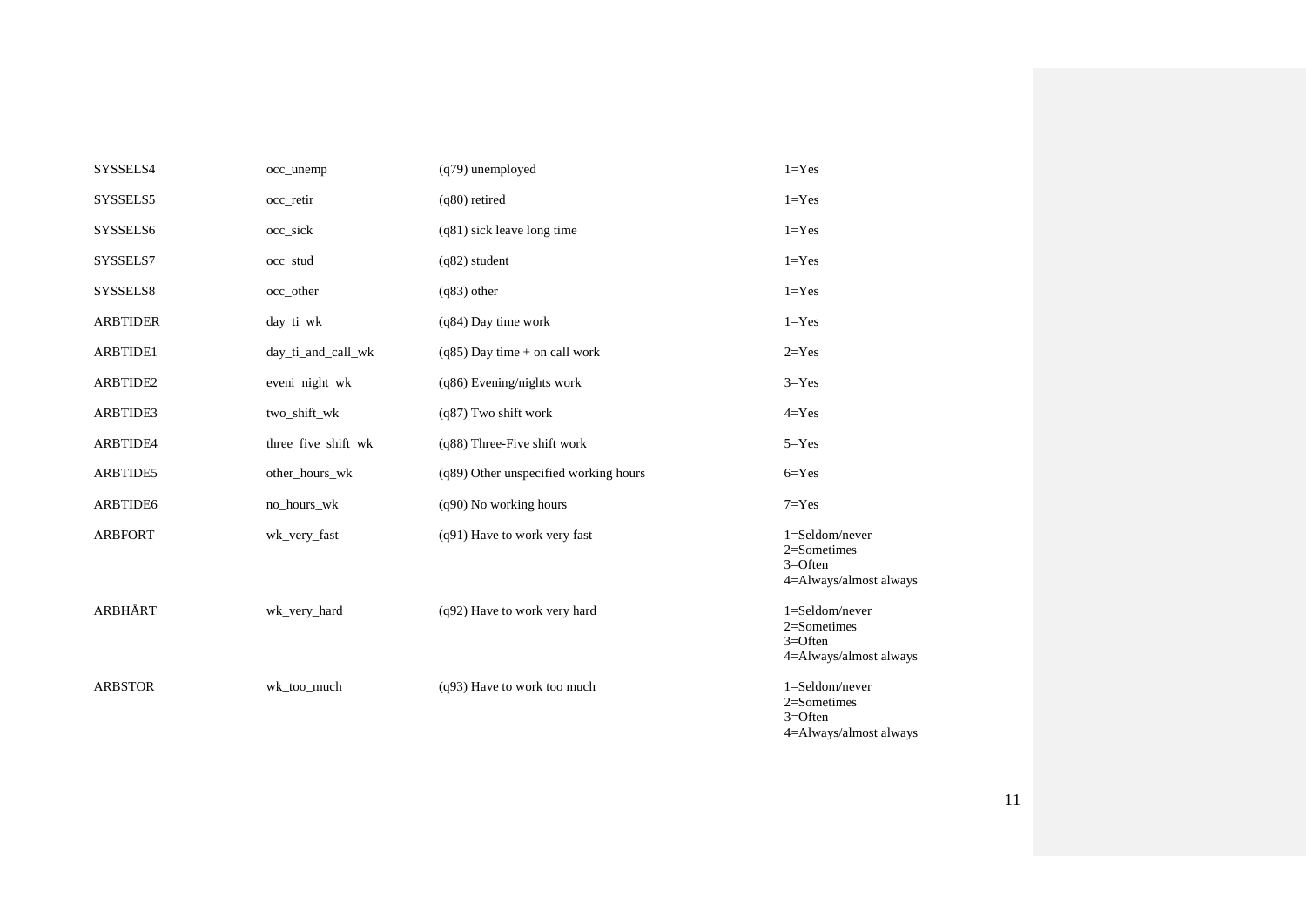| | | | |
|---|---|---|---|
| SYSSELS4 | occ_unemp | (q79) unemployed | 1=Yes |
| SYSSELS5 | occ_retir | (q80) retired | 1=Yes |
| SYSSELS6 | occ_sick | (q81) sick leave long time | 1=Yes |
| SYSSELS7 | occ_stud | (q82) student | 1=Yes |
| SYSSELS8 | occ_other | (q83) other | 1=Yes |
| ARBTIDER | day_ti_wk | (q84) Day time work | 1=Yes |
| ARBTIDE1 | day_ti_and_call_wk | (q85) Day time + on call work | 2=Yes |
| ARBTIDE2 | eveni_night_wk | (q86) Evening/nights work | 3=Yes |
| ARBTIDE3 | two_shift_wk | (q87) Two shift work | 4=Yes |
| ARBTIDE4 | three_five_shift_wk | (q88) Three-Five shift work | 5=Yes |
| ARBTIDE5 | other_hours_wk | (q89) Other unspecified working hours | 6=Yes |
| ARBTIDE6 | no_hours_wk | (q90) No working hours | 7=Yes |
| ARBFORT | wk_very_fast | (q91) Have to work very fast | 1=Seldom/never<br>2=Sometimes<br>3=Often<br>4=Always/almost always |
| ARBHÅRT | wk_very_hard | (q92) Have to work very hard | 1=Seldom/never<br>2=Sometimes<br>3=Often<br>4=Always/almost always |
| ARBSTOR | wk_too_much | (q93) Have to work too much | 1=Seldom/never<br>2=Sometimes<br>3=Often<br>4=Always/almost always |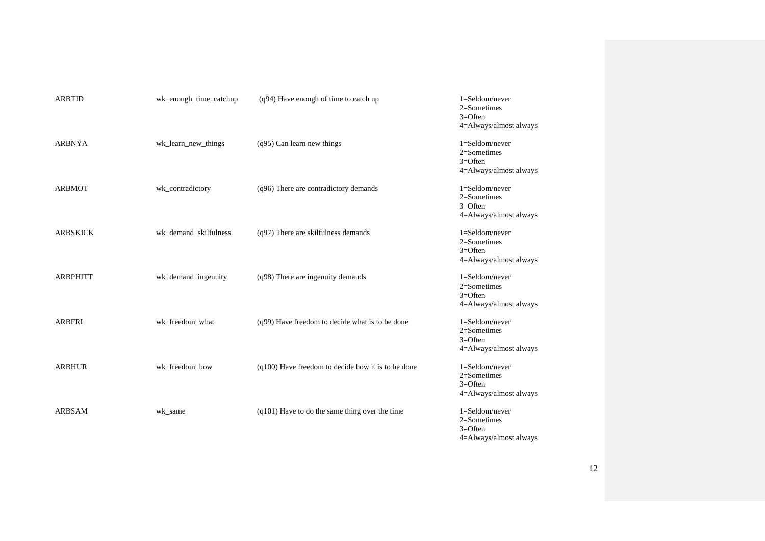| | | | |
|---|---|---|---|
| ARBTID | wk_enough_time_catchup | (q94) Have enough of time to catch up | 1=Seldom/never<br>2=Sometimes<br>3=Often<br>4=Always/almost always |
| ARBNYA | wk_learn_new_things | (q95) Can learn new things | 1=Seldom/never<br>2=Sometimes<br>3=Often<br>4=Always/almost always |
| ARBMOT | wk_contradictory | (q96) There are contradictory demands | 1=Seldom/never<br>2=Sometimes<br>3=Often<br>4=Always/almost always |
| ARBSKICK | wk_demand_skilfulness | (q97) There are skilfulness demands | 1=Seldom/never<br>2=Sometimes<br>3=Often<br>4=Always/almost always |
| ARBPHITT | wk_demand_ingenuity | (q98) There are ingenuity demands | 1=Seldom/never<br>2=Sometimes<br>3=Often<br>4=Always/almost always |
| ARBFRI | wk_freedom_what | (q99) Have freedom to decide what is to be done | 1=Seldom/never<br>2=Sometimes<br>3=Often<br>4=Always/almost always |
| ARBHUR | wk_freedom_how | (q100) Have freedom to decide how it is to be done | 1=Seldom/never<br>2=Sometimes<br>3=Often<br>4=Always/almost always |
| ARBSAM | wk_same | (q101) Have to do the same thing over the time | 1=Seldom/never<br>2=Sometimes<br>3=Often<br>4=Always/almost always |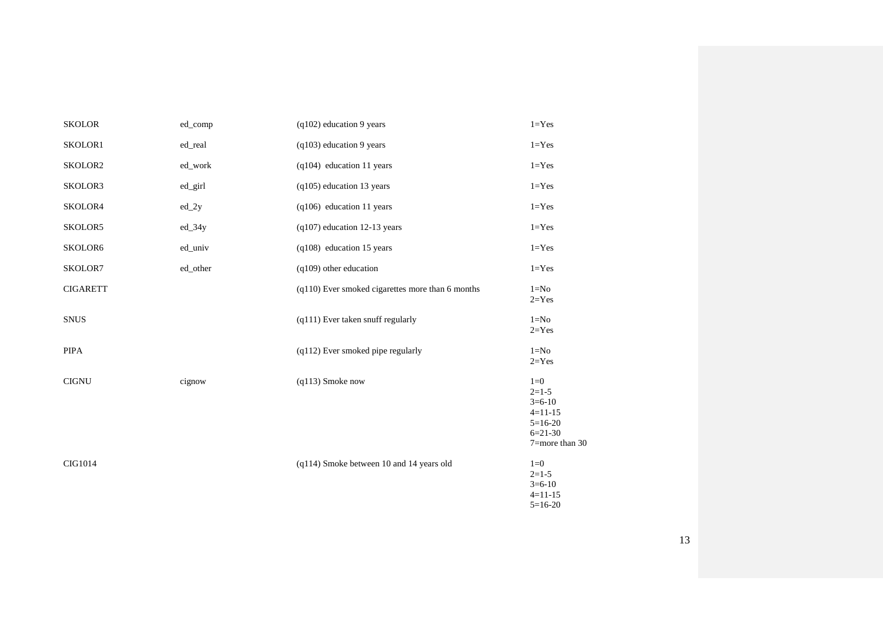| | | | |
|---|---|---|---|
| SKOLOR | ed_comp | (q102) education 9 years | 1=Yes |
| SKOLOR1 | ed_real | (q103) education 9 years | 1=Yes |
| SKOLOR2 | ed_work | (q104) education 11 years | 1=Yes |
| SKOLOR3 | ed_girl | (q105) education 13 years | 1=Yes |
| SKOLOR4 | ed_2y | (q106) education 11 years | 1=Yes |
| SKOLOR5 | ed_34y | (q107) education 12-13 years | 1=Yes |
| SKOLOR6 | ed_univ | (q108) education 15 years | 1=Yes |
| SKOLOR7 | ed_other | (q109) other education | 1=Yes |
| CIGARETT | | (q110) Ever smoked cigarettes more than 6 months | 1=No<br>2=Yes |
| SNUS | | (q111) Ever taken snuff regularly | 1=No<br>2=Yes |
| PIPA | | (q112) Ever smoked pipe regularly | 1=No<br>2=Yes |
| CIGNU | cignow | (q113) Smoke now | 1=0<br>2=1-5<br>3=6-10<br>4=11-15<br>5=16-20<br>6=21-30<br>7=more than 30 |
| CIG1014 | | (q114) Smoke between 10 and 14 years old | 1=0<br>2=1-5<br>3=6-10<br>4=11-15<br>5=16-20 |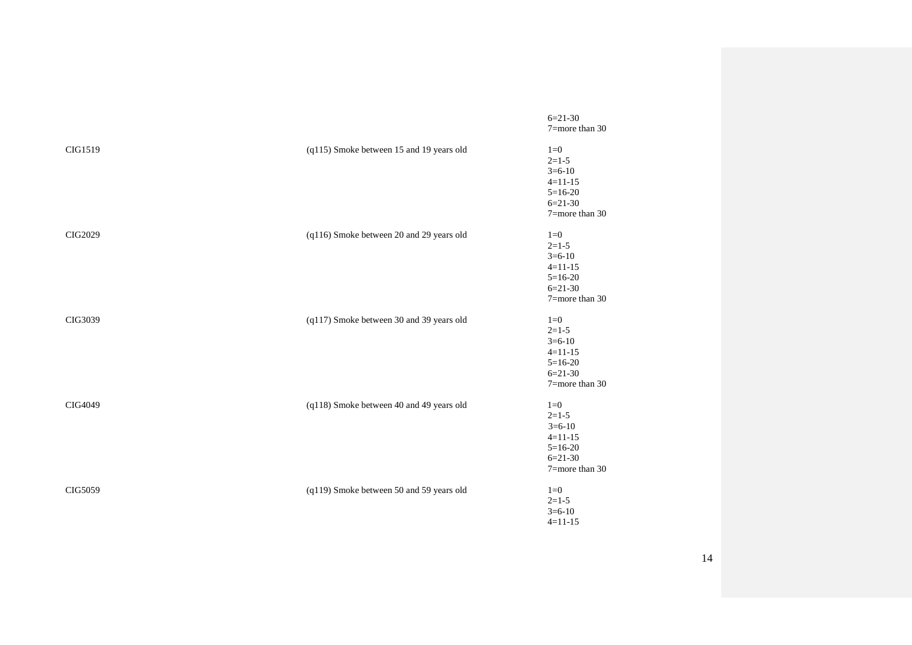| | | |
|---|---|---|
| | | 6=21-30<br>7=more than 30 |
| CIG1519 | (q115) Smoke between 15 and 19 years old | 1=0<br>2=1-5<br>3=6-10<br>4=11-15<br>5=16-20<br>6=21-30<br>7=more than 30 |
| CIG2029 | (q116) Smoke between 20 and 29 years old | 1=0<br>2=1-5<br>3=6-10<br>4=11-15<br>5=16-20<br>6=21-30<br>7=more than 30 |
| CIG3039 | (q117) Smoke between 30 and 39 years old | 1=0<br>2=1-5<br>3=6-10<br>4=11-15<br>5=16-20<br>6=21-30<br>7=more than 30 |
| CIG4049 | (q118) Smoke between 40 and 49 years old | 1=0<br>2=1-5<br>3=6-10<br>4=11-15<br>5=16-20<br>6=21-30<br>7=more than 30 |
| CIG5059 | (q119) Smoke between 50 and 59 years old | 1=0<br>2=1-5<br>3=6-10<br>4=11-15 |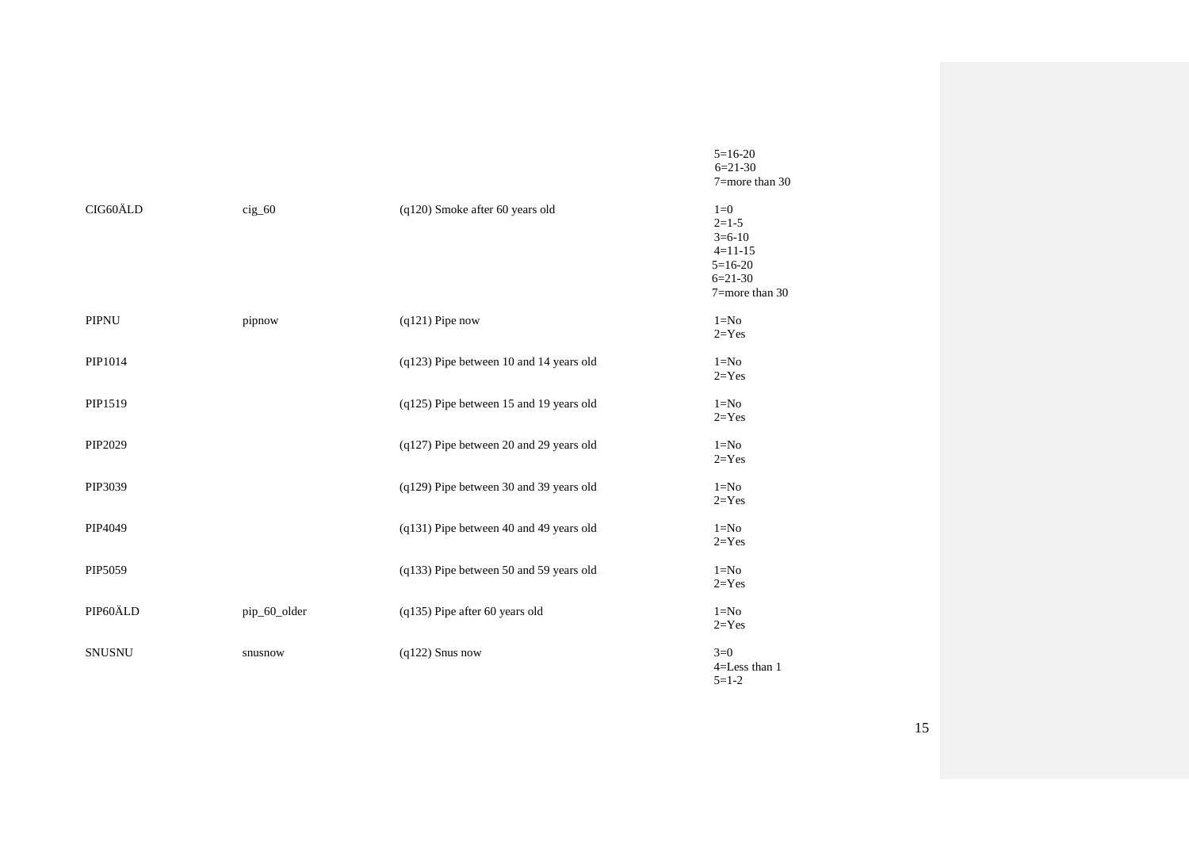| | | | |
|---|---|---|---|
| | | | 5=16-20<br>6=21-30<br>7=more than 30 |
| CIG60ÄLD | cig_60 | (q120) Smoke after 60 years old | 1=0<br>2=1-5<br>3=6-10<br>4=11-15<br>5=16-20<br>6=21-30<br>7=more than 30 |
| PIPNU | pipnow | (q121) Pipe now | 1=No<br>2=Yes |
| PIP1014 | | (q123) Pipe between 10 and 14 years old | 1=No<br>2=Yes |
| PIP1519 | | (q125) Pipe between 15 and 19 years old | 1=No<br>2=Yes |
| PIP2029 | | (q127) Pipe between 20 and 29 years old | 1=No<br>2=Yes |
| PIP3039 | | (q129) Pipe between 30 and 39 years old | 1=No<br>2=Yes |
| PIP4049 | | (q131) Pipe between 40 and 49 years old | 1=No<br>2=Yes |
| PIP5059 | | (q133) Pipe between 50 and 59 years old | 1=No<br>2=Yes |
| PIP60ÄLD | pip_60_older | (q135) Pipe after 60 years old | 1=No<br>2=Yes |
| SNUSNU | snusnow | (q122) Snus now | 3=0<br>4=Less than 1<br>5=1-2 |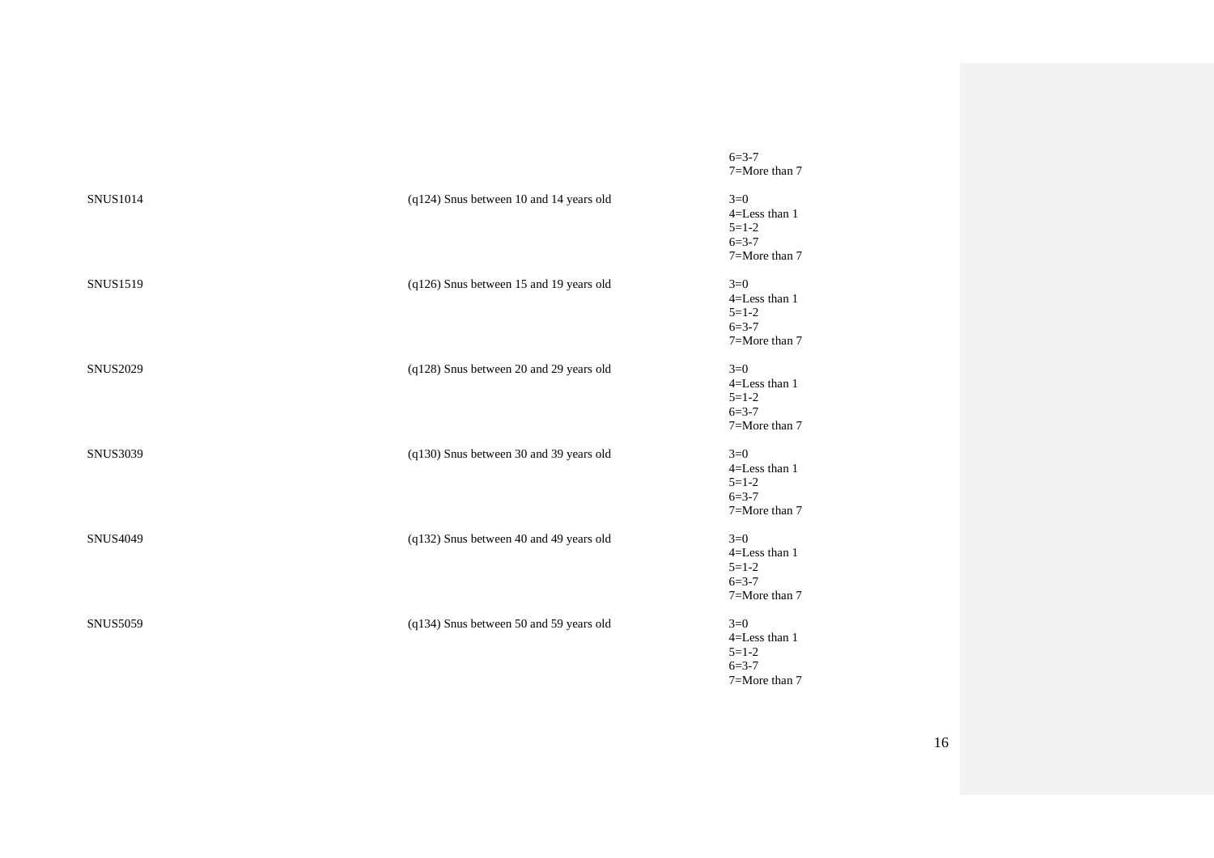| | | |
|---|---|---|
| | | 6=3-7<br>7=More than 7 |
| SNUS1014 | (q124) Snus between 10 and 14 years old | 3=0<br>4=Less than 1<br>5=1-2<br>6=3-7<br>7=More than 7 |
| SNUS1519 | (q126) Snus between 15 and 19 years old | 3=0<br>4=Less than 1<br>5=1-2<br>6=3-7<br>7=More than 7 |
| SNUS2029 | (q128) Snus between 20 and 29 years old | 3=0<br>4=Less than 1<br>5=1-2<br>6=3-7<br>7=More than 7 |
| SNUS3039 | (q130) Snus between 30 and 39 years old | 3=0<br>4=Less than 1<br>5=1-2<br>6=3-7<br>7=More than 7 |
| SNUS4049 | (q132) Snus between 40 and 49 years old | 3=0<br>4=Less than 1<br>5=1-2<br>6=3-7<br>7=More than 7 |
| SNUS5059 | (q134) Snus between 50 and 59 years old | 3=0<br>4=Less than 1<br>5=1-2<br>6=3-7<br>7=More than 7 |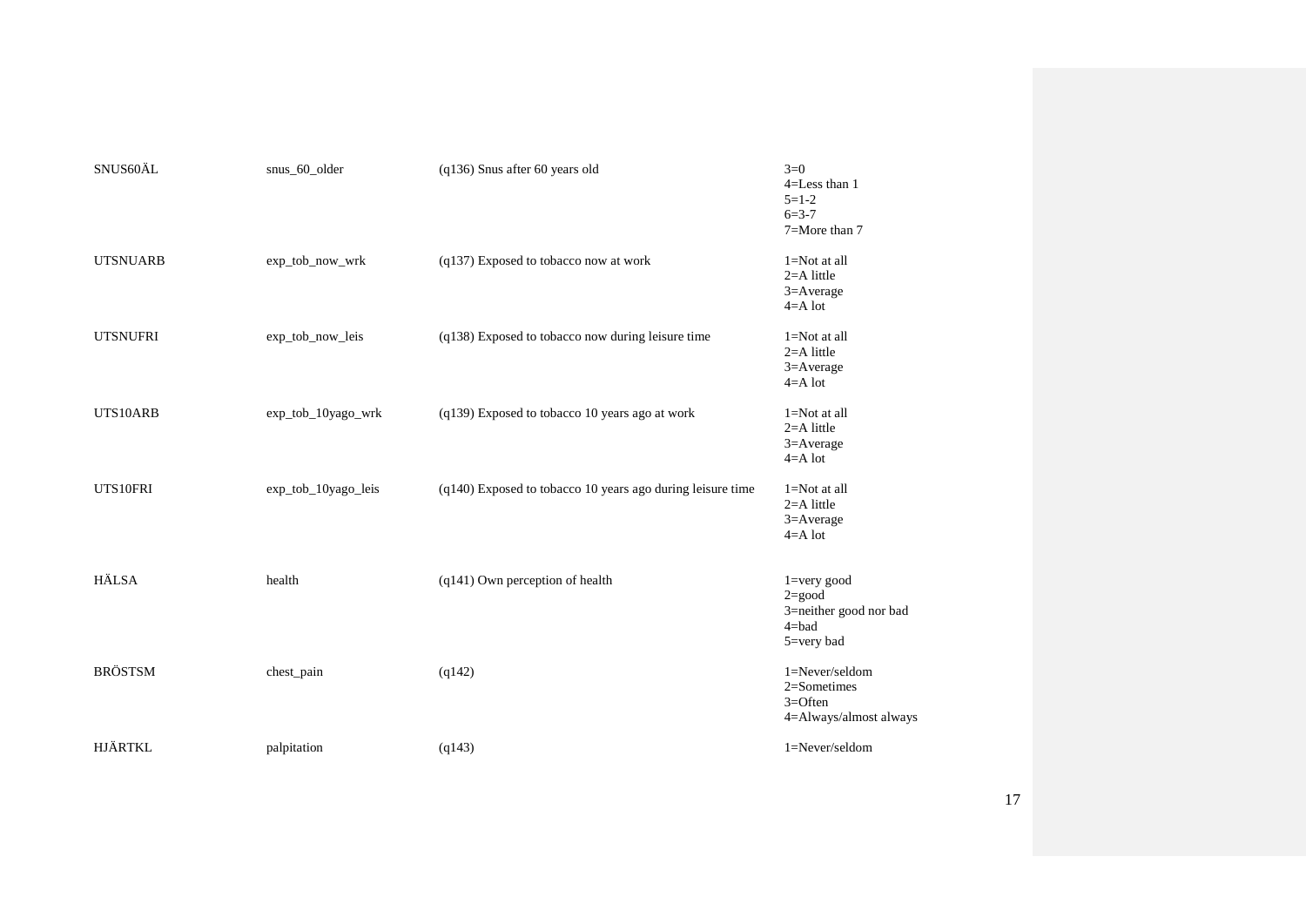| | | | |
|---|---|---|---|
| SNUS60ÄL | snus_60_older | (q136) Snus after 60 years old | 3=0<br>4=Less than 1<br>5=1-2<br>6=3-7<br>7=More than 7 |
| UTSNUARB | exp_tob_now_wrk | (q137) Exposed to tobacco now at work | 1=Not at all<br>2=A little<br>3=Average<br>4=A lot |
| UTSNUFRI | exp_tob_now_leis | (q138) Exposed to tobacco now during leisure time | 1=Not at all<br>2=A little<br>3=Average<br>4=A lot |
| UTS10ARB | exp_tob_10yago_wrk | (q139) Exposed to tobacco 10 years ago at work | 1=Not at all<br>2=A little<br>3=Average<br>4=A lot |
| UTS10FRI | exp_tob_10yago_leis | (q140) Exposed to tobacco 10 years ago during leisure time | 1=Not at all<br>2=A little<br>3=Average<br>4=A lot |
| HÄLSA | health | (q141) Own perception of health | 1=very good<br>2=good<br>3=neither good nor bad<br>4=bad<br>5=very bad |
| BRÖSTSM | chest_pain | (q142) | 1=Never/seldom<br>2=Sometimes<br>3=Often<br>4=Always/almost always |
| HJÄRTKL | palpitation | (q143) | 1=Never/seldom |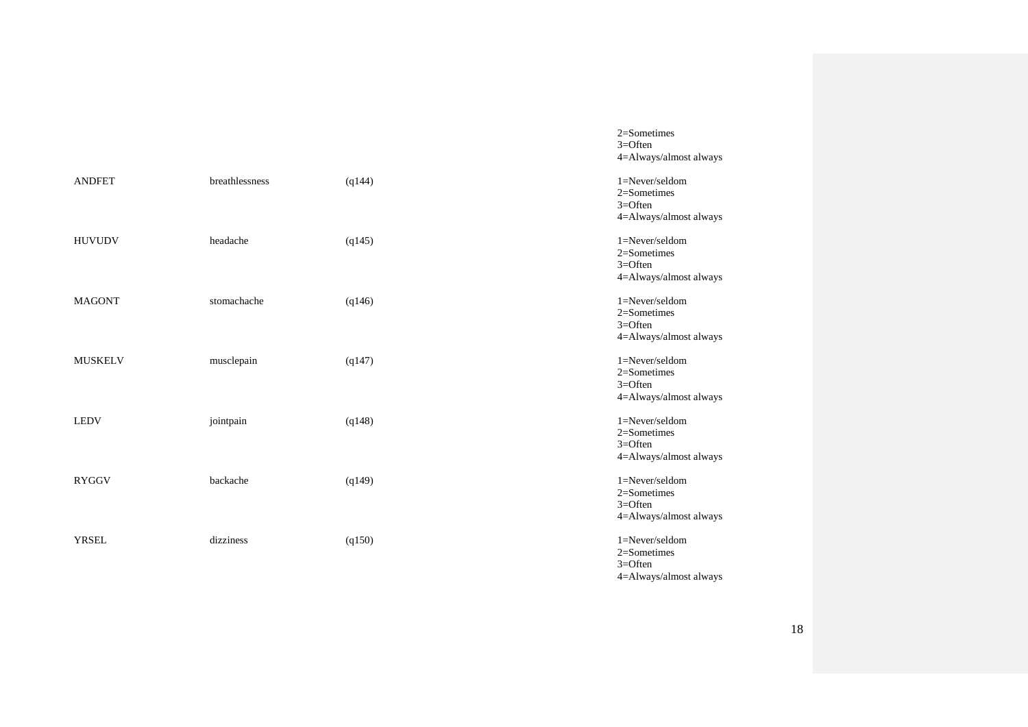| | | | |
|---|---|---|---|
| | | | 2=Sometimes<br>3=Often<br>4=Always/almost always |
| ANDFET | breathlessness | (q144) | 1=Never/seldom<br>2=Sometimes<br>3=Often<br>4=Always/almost always |
| HUVUDV | headache | (q145) | 1=Never/seldom<br>2=Sometimes<br>3=Often<br>4=Always/almost always |
| MAGONT | stomachache | (q146) | 1=Never/seldom<br>2=Sometimes<br>3=Often<br>4=Always/almost always |
| MUSKELV | musclepain | (q147) | 1=Never/seldom<br>2=Sometimes<br>3=Often<br>4=Always/almost always |
| LEDV | jointpain | (q148) | 1=Never/seldom<br>2=Sometimes<br>3=Often<br>4=Always/almost always |
| RYGGV | backache | (q149) | 1=Never/seldom<br>2=Sometimes<br>3=Often<br>4=Always/almost always |
| YRSEL | dizziness | (q150) | 1=Never/seldom<br>2=Sometimes<br>3=Often<br>4=Always/almost always |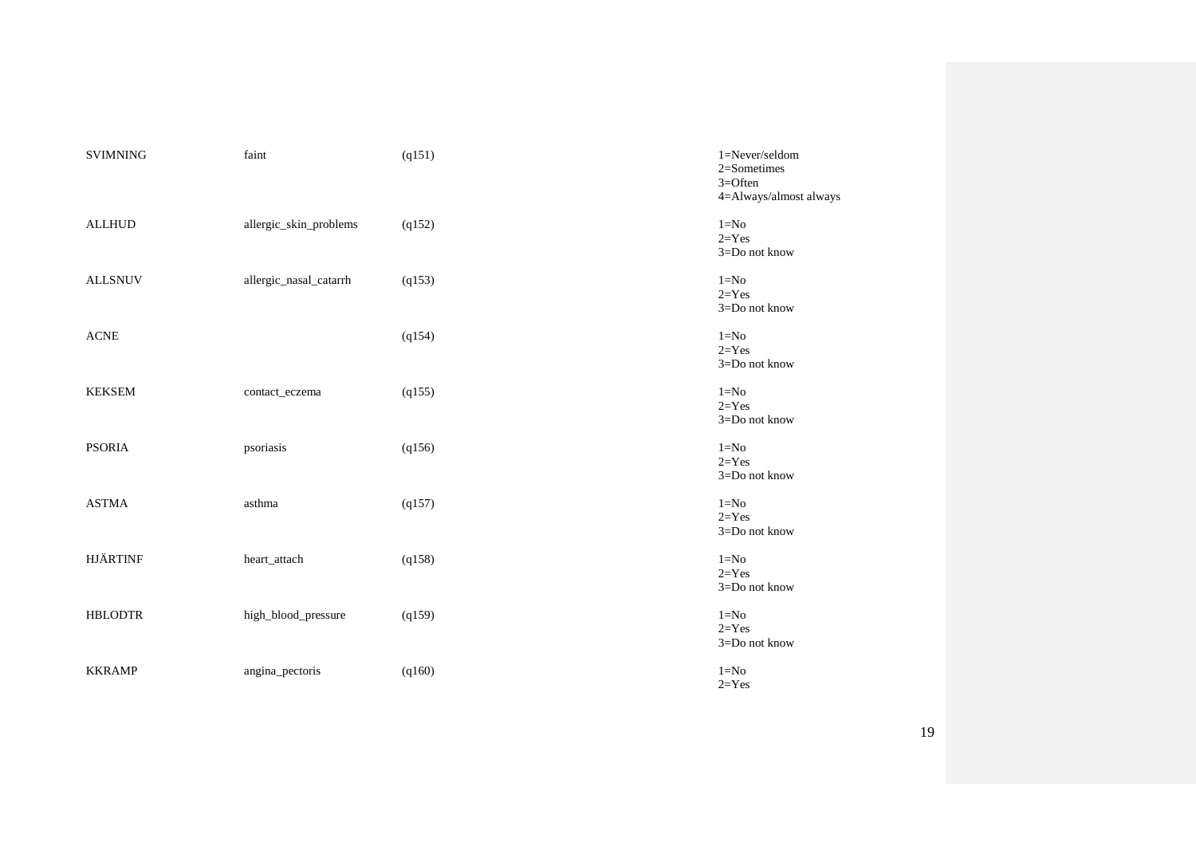| | | | |
|---|---|---|---|
| SVIMNING | faint | (q151) | 1=Never/seldom<br>2=Sometimes<br>3=Often<br>4=Always/almost always |
| ALLHUD | allergic_skin_problems | (q152) | 1=No<br>2=Yes<br>3=Do not know |
| ALLSNUV | allergic_nasal_catarrh | (q153) | 1=No<br>2=Yes<br>3=Do not know |
| ACNE | | (q154) | 1=No<br>2=Yes<br>3=Do not know |
| KEKSEM | contact_eczema | (q155) | 1=No<br>2=Yes<br>3=Do not know |
| PSORIA | psoriasis | (q156) | 1=No<br>2=Yes<br>3=Do not know |
| ASTMA | asthma | (q157) | 1=No<br>2=Yes<br>3=Do not know |
| HJÄRTINF | heart_attach | (q158) | 1=No<br>2=Yes<br>3=Do not know |
| HBLODTR | high_blood_pressure | (q159) | 1=No<br>2=Yes<br>3=Do not know |
| KKRAMP | angina_pectoris | (q160) | 1=No<br>2=Yes |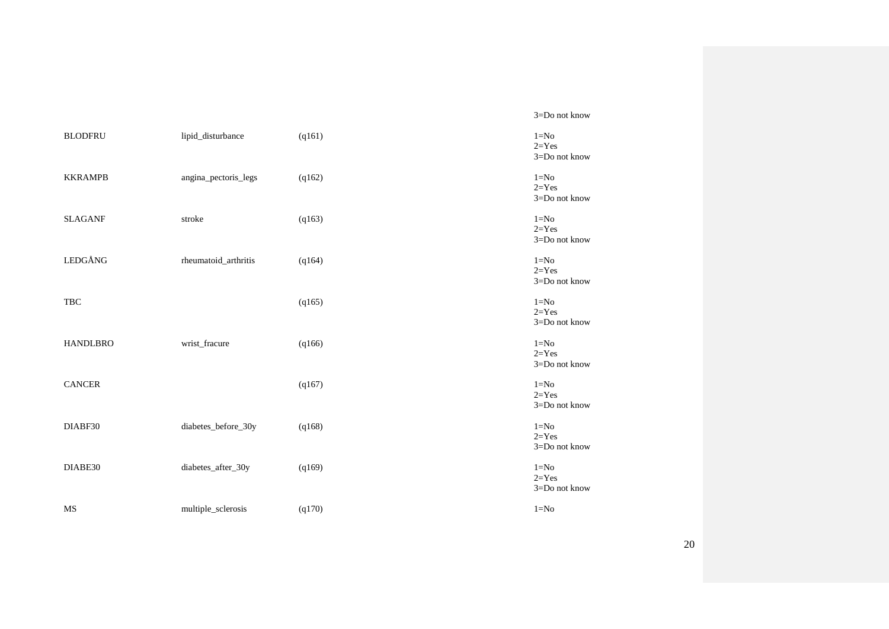| | | | |
|---|---|---|---|
| | | | 3=Do not know |
| BLODFRU | lipid_disturbance | (q161) | 1=No<br>2=Yes<br>3=Do not know |
| KKRAMPB | angina_pectoris_legs | (q162) | 1=No<br>2=Yes<br>3=Do not know |
| SLAGANF | stroke | (q163) | 1=No<br>2=Yes<br>3=Do not know |
| LEDGÅNG | rheumatoid_arthritis | (q164) | 1=No<br>2=Yes<br>3=Do not know |
| TBC | | (q165) | 1=No<br>2=Yes<br>3=Do not know |
| HANDLBRO | wrist_fracure | (q166) | 1=No<br>2=Yes<br>3=Do not know |
| CANCER | | (q167) | 1=No<br>2=Yes<br>3=Do not know |
| DIABF30 | diabetes_before_30y | (q168) | 1=No<br>2=Yes<br>3=Do not know |
| DIABE30 | diabetes_after_30y | (q169) | 1=No<br>2=Yes<br>3=Do not know |
| MS | multiple_sclerosis | (q170) | 1=No |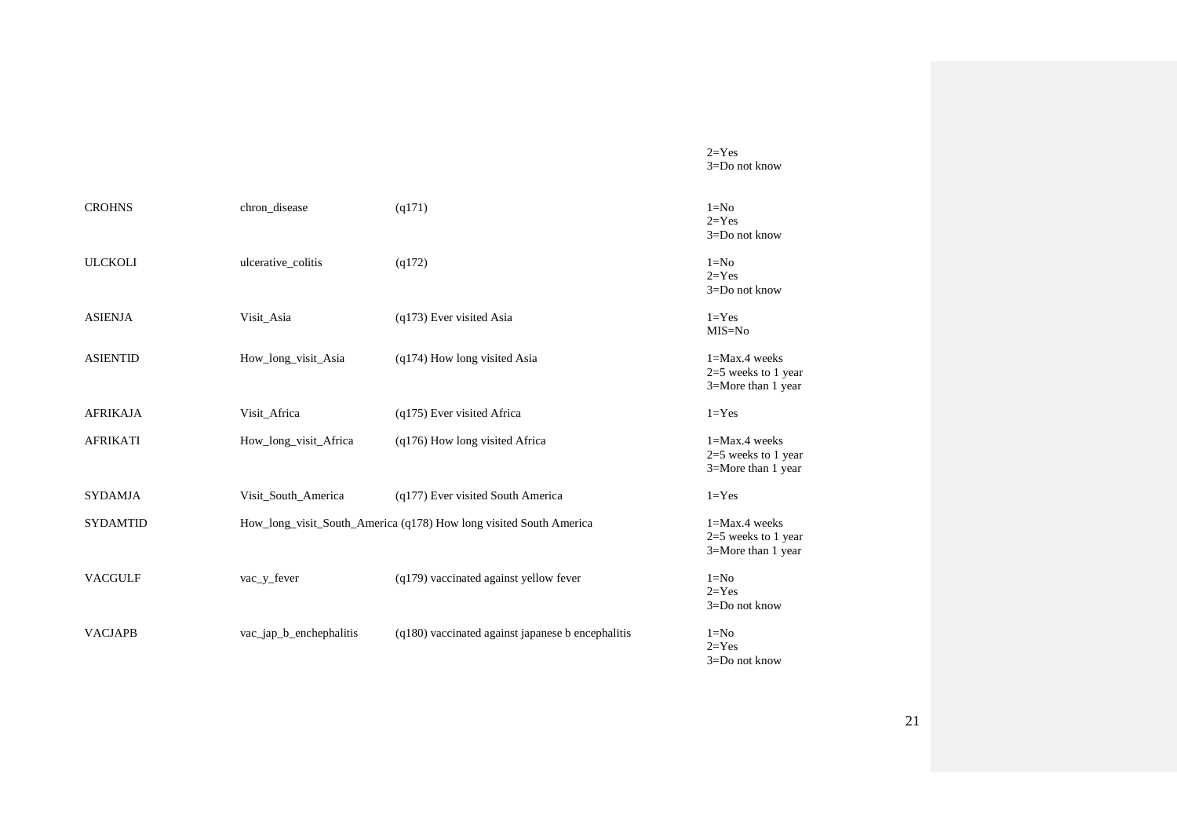| | | | |
|---|---|---|---|
| | | | 2=Yes<br>3=Do not know |
| CROHNS | chron_disease | (q171) | 1=No<br>2=Yes<br>3=Do not know |
| ULCKOLI | ulcerative_colitis | (q172) | 1=No<br>2=Yes<br>3=Do not know |
| ASIENJA | Visit_Asia | (q173) Ever visited Asia | 1=Yes<br>MIS=No |
| ASIENTID | How_long_visit_Asia | (q174) How long visited Asia | 1=Max.4 weeks<br>2=5 weeks to 1 year<br>3=More than 1 year |
| AFRIKAJA | Visit_Africa | (q175) Ever visited Africa | 1=Yes |
| AFRIKATI | How_long_visit_Africa | (q176) How long visited Africa | 1=Max.4 weeks<br>2=5 weeks to 1 year<br>3=More than 1 year |
| SYDAMJA | Visit_South_America | (q177) Ever visited South America | 1=Yes |
| SYDAMTID | How_long_visit_South_America | (q178) How long visited South America | 1=Max.4 weeks<br>2=5 weeks to 1 year<br>3=More than 1 year |
| VACGULF | vac_y_fever | (q179) vaccinated against yellow fever | 1=No<br>2=Yes<br>3=Do not know |
| VACJAPB | vac_jap_b_enchephalitis | (q180) vaccinated against japanese b encephalitis | 1=No<br>2=Yes<br>3=Do not know |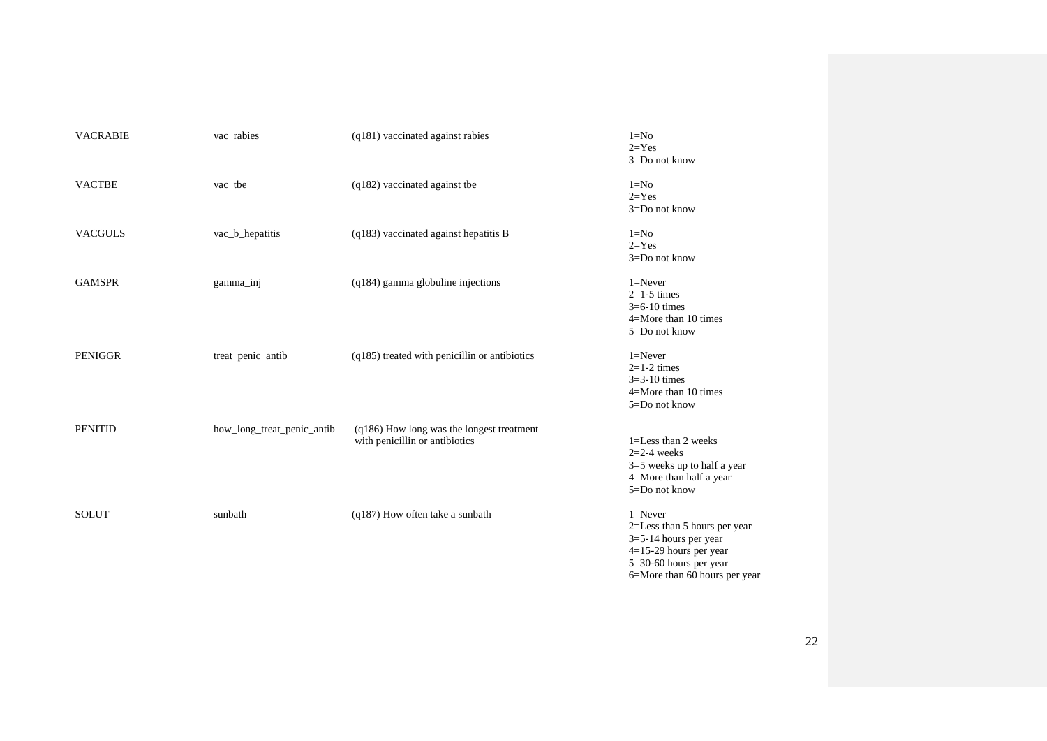| | | | |
|---|---|---|---|
| VACRABIE | vac_rabies | (q181) vaccinated against rabies | 1=No<br>2=Yes<br>3=Do not know |
| VACTBE | vac_tbe | (q182) vaccinated against tbe | 1=No<br>2=Yes<br>3=Do not know |
| VACGULS | vac_b_hepatitis | (q183) vaccinated against hepatitis B | 1=No<br>2=Yes<br>3=Do not know |
| GAMSPR | gamma_inj | (q184) gamma globuline injections | 1=Never<br>2=1-5 times<br>3=6-10 times<br>4=More than 10 times<br>5=Do not know |
| PENIGGR | treat_penic_antib | (q185) treated with penicillin or antibiotics | 1=Never<br>2=1-2 times<br>3=3-10 times<br>4=More than 10 times<br>5=Do not know |
| PENITID | how_long_treat_penic_antib | (q186) How long was the longest treatment with penicillin or antibiotics | 1=Less than 2 weeks<br>2=2-4 weeks<br>3=5 weeks up to half a year<br>4=More than half a year<br>5=Do not know |
| SOLUT | sunbath | (q187) How often take a sunbath | 1=Never<br>2=Less than 5 hours per year<br>3=5-14 hours per year<br>4=15-29 hours per year<br>5=30-60 hours per year<br>6=More than 60 hours per year |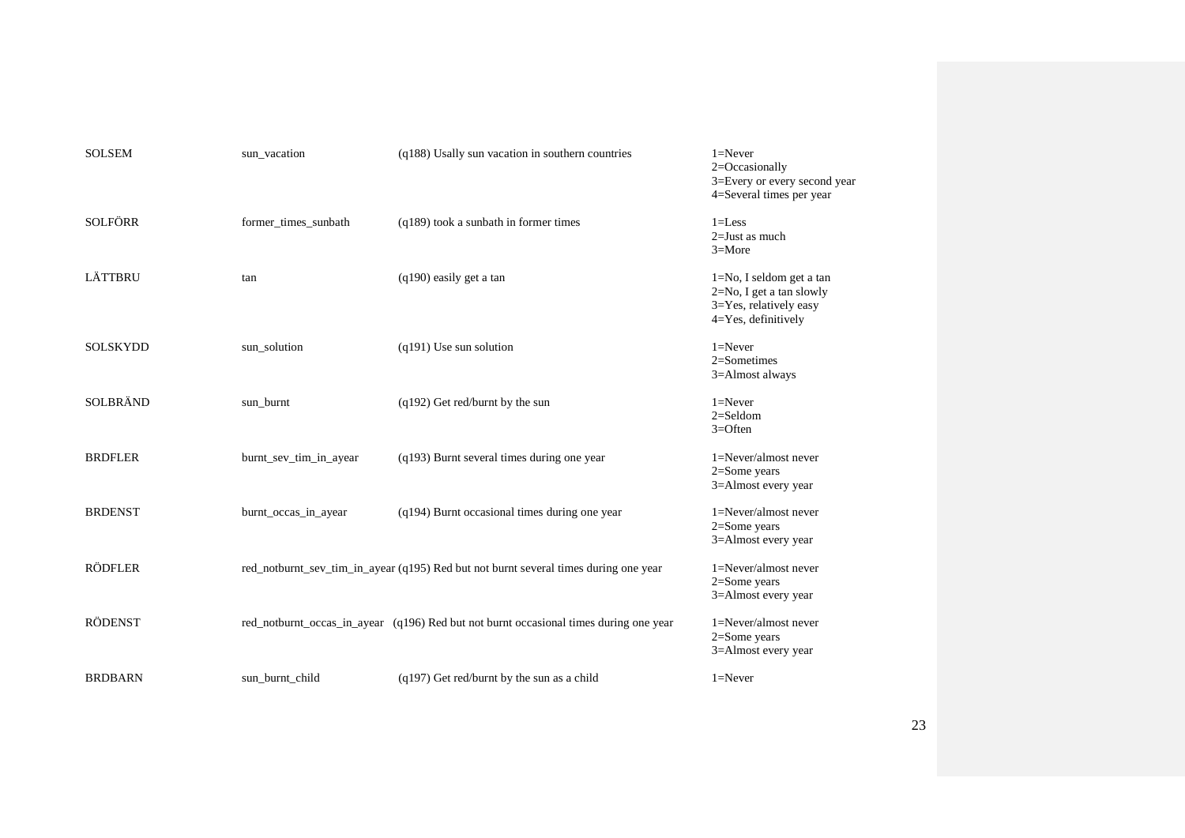| | | | |
|---|---|---|---|
| SOLSEM | sun_vacation | (q188) Usally sun vacation in southern countries | 1=Never<br>2=Occasionally<br>3=Every or every second year<br>4=Several times per year |
| SOLFÖRR | former_times_sunbath | (q189) took a sunbath in former times | 1=Less<br>2=Just as much<br>3=More |
| LÄTTBRU | tan | (q190) easily get a tan | 1=No, I seldom get a tan<br>2=No, I get a tan slowly<br>3=Yes, relatively easy<br>4=Yes, definitively |
| SOLSKYDD | sun_solution | (q191) Use sun solution | 1=Never<br>2=Sometimes<br>3=Almost always |
| SOLBRÄND | sun_burnt | (q192) Get red/burnt by the sun | 1=Never<br>2=Seldom<br>3=Often |
| BRDFLER | burnt_sev_tim_in_ayear | (q193) Burnt several times during one year | 1=Never/almost never<br>2=Some years<br>3=Almost every year |
| BRDENST | burnt_occas_in_ayear | (q194) Burnt occasional times during one year | 1=Never/almost never<br>2=Some years<br>3=Almost every year |
| RÖDFLER | red_notburnt_sev_tim_in_ayear | (q195) Red but not burnt several times during one year | 1=Never/almost never<br>2=Some years<br>3=Almost every year |
| RÖDENST | red_notburnt_occas_in_ayear | (q196) Red but not burnt occasional times during one year | 1=Never/almost never<br>2=Some years<br>3=Almost every year |
| BRDBARN | sun_burnt_child | (q197) Get red/burnt by the sun as a child | 1=Never |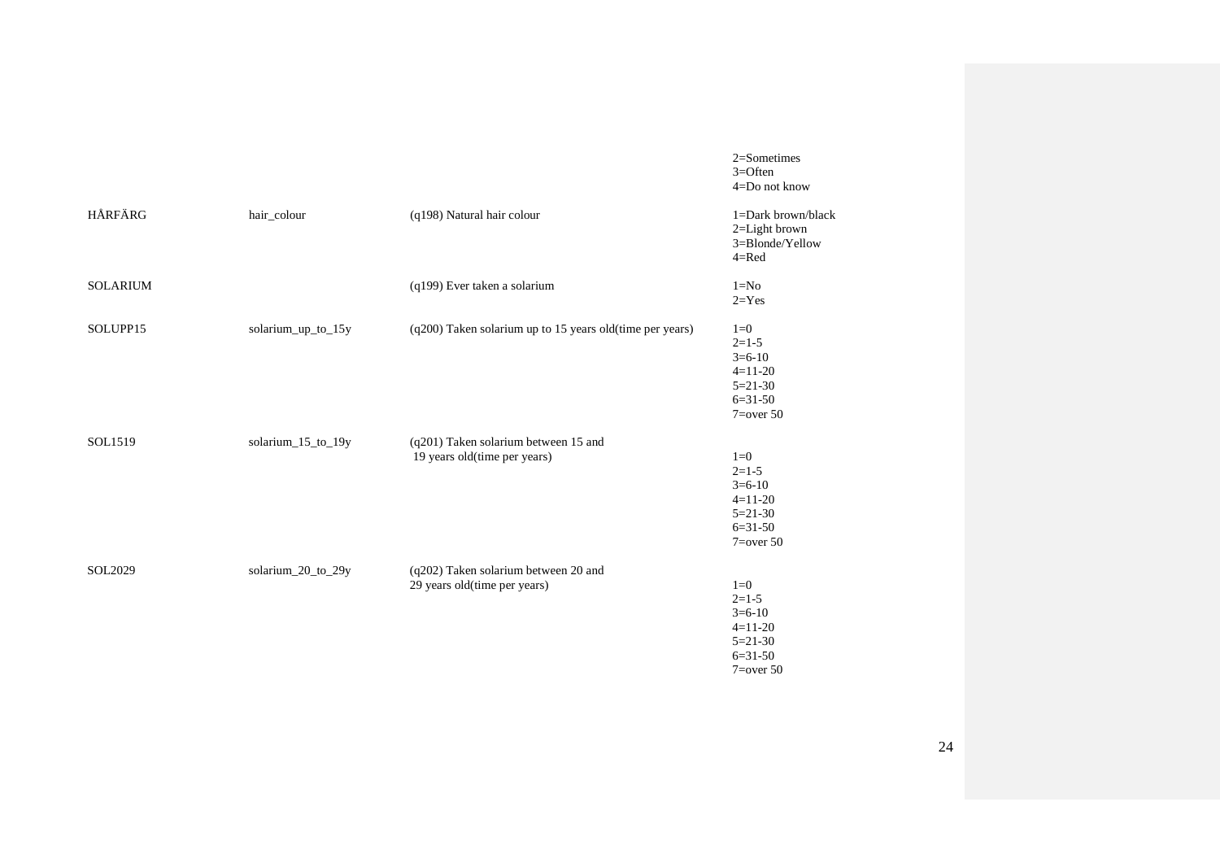| | | | |
|---|---|---|---|
| | | | 2=Sometimes<br>3=Often<br>4=Do not know |
| HÅRFÄRG | hair_colour | (q198) Natural hair colour | 1=Dark brown/black<br>2=Light brown<br>3=Blonde/Yellow<br>4=Red |
| SOLARIUM | | (q199) Ever taken a solarium | 1=No<br>2=Yes |
| SOLUPP15 | solarium_up_to_15y | (q200) Taken solarium up to 15 years old(time per years) | 1=0<br>2=1-5<br>3=6-10<br>4=11-20<br>5=21-30<br>6=31-50<br>7=over 50 |
| SOL1519 | solarium_15_to_19y | (q201) Taken solarium between 15 and 19 years old(time per years) | 1=0<br>2=1-5<br>3=6-10<br>4=11-20<br>5=21-30<br>6=31-50<br>7=over 50 |
| SOL2029 | solarium_20_to_29y | (q202) Taken solarium between 20 and 29 years old(time per years) | 1=0<br>2=1-5<br>3=6-10<br>4=11-20<br>5=21-30<br>6=31-50<br>7=over 50 |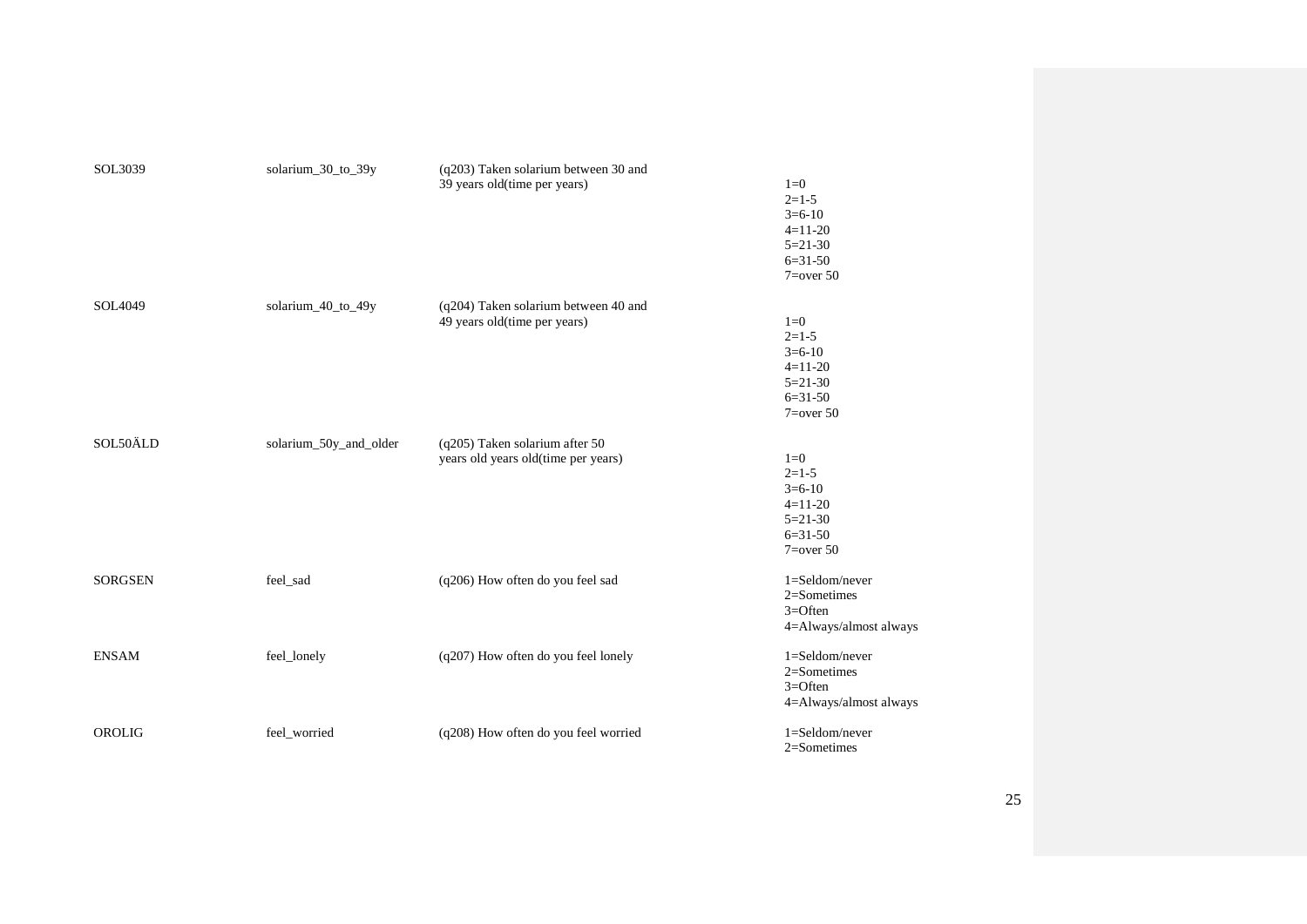| | | | |
|---|---|---|---|
| SOL3039 | solarium_30_to_39y | (q203) Taken solarium between 30 and 39 years old(time per years) | 1=0<br>2=1-5<br>3=6-10<br>4=11-20<br>5=21-30<br>6=31-50<br>7=over 50 |
| SOL4049 | solarium_40_to_49y | (q204) Taken solarium between 40 and 49 years old(time per years) | 1=0<br>2=1-5<br>3=6-10<br>4=11-20<br>5=21-30<br>6=31-50<br>7=over 50 |
| SOL50ÄLD | solarium_50y_and_older | (q205) Taken solarium after 50 years old years old(time per years) | 1=0<br>2=1-5<br>3=6-10<br>4=11-20<br>5=21-30<br>6=31-50<br>7=over 50 |
| SORGSEN | feel_sad | (q206) How often do you feel sad | 1=Seldom/never<br>2=Sometimes<br>3=Often<br>4=Always/almost always |
| ENSAM | feel_lonely | (q207) How often do you feel lonely | 1=Seldom/never<br>2=Sometimes<br>3=Often<br>4=Always/almost always |
| OROLIG | feel_worried | (q208) How often do you feel worried | 1=Seldom/never<br>2=Sometimes |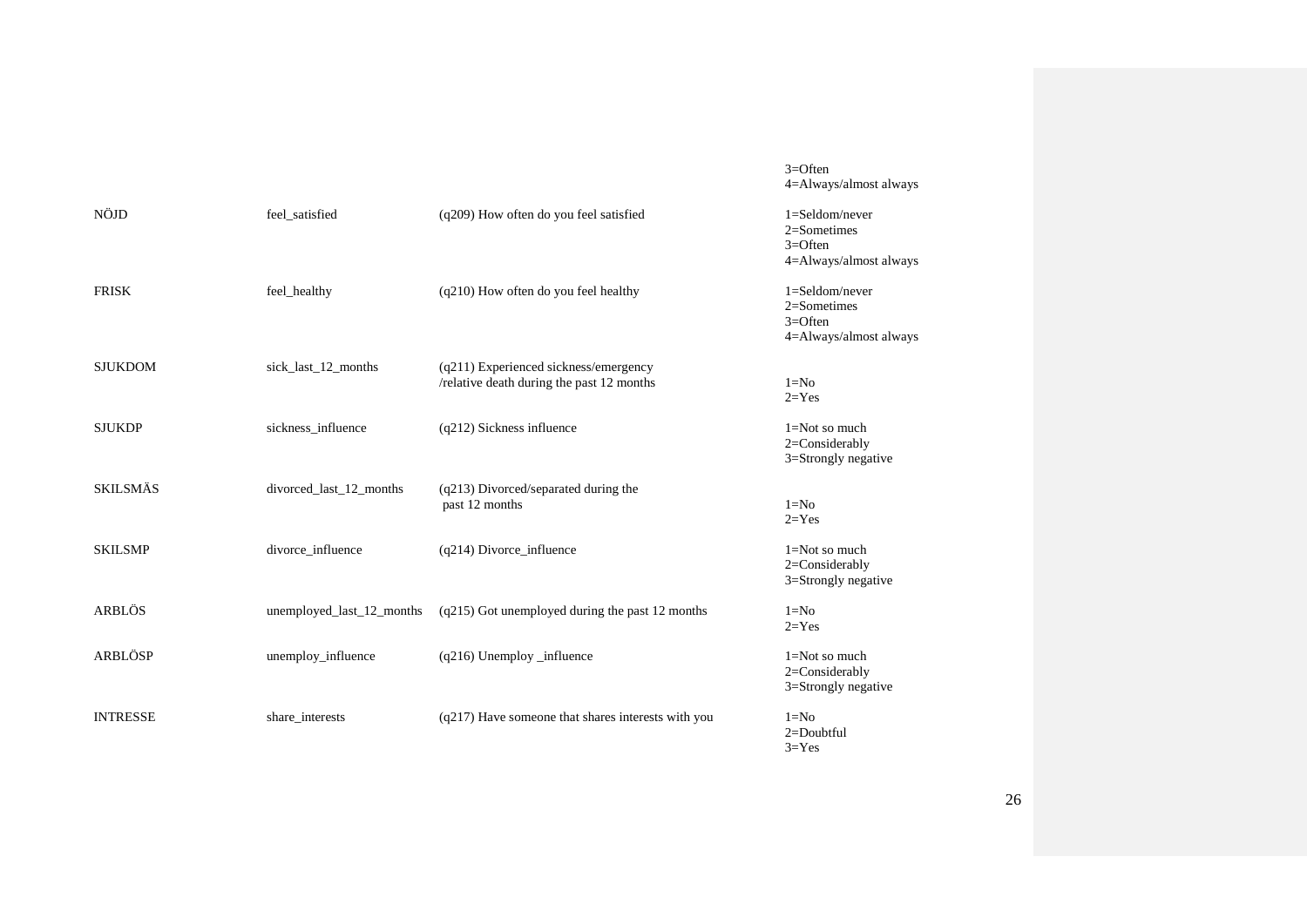| | | | |
|---|---|---|---|
| | | | 3=Often<br>4=Always/almost always |
| NÖJD | feel_satisfied | (q209) How often do you feel satisfied | 1=Seldom/never<br>2=Sometimes<br>3=Often<br>4=Always/almost always |
| FRISK | feel_healthy | (q210) How often do you feel healthy | 1=Seldom/never<br>2=Sometimes<br>3=Often<br>4=Always/almost always |
| SJUKDOM | sick_last_12_months | (q211) Experienced sickness/emergency /relative death during the past 12 months | 1=No<br>2=Yes |
| SJUKDP | sickness_influence | (q212) Sickness influence | 1=Not so much<br>2=Considerably<br>3=Strongly negative |
| SKILSMÄS | divorced_last_12_months | (q213) Divorced/separated during the past 12 months | 1=No<br>2=Yes |
| SKILSMP | divorce_influence | (q214) Divorce_influence | 1=Not so much<br>2=Considerably<br>3=Strongly negative |
| ARBLÖS | unemployed_last_12_months | (q215) Got unemployed during the past 12 months | 1=No<br>2=Yes |
| ARBLÖSP | unemploy_influence | (q216) Unemploy _influence | 1=Not so much<br>2=Considerably<br>3=Strongly negative |
| INTRESSE | share_interests | (q217) Have someone that shares interests with you | 1=No<br>2=Doubtful<br>3=Yes |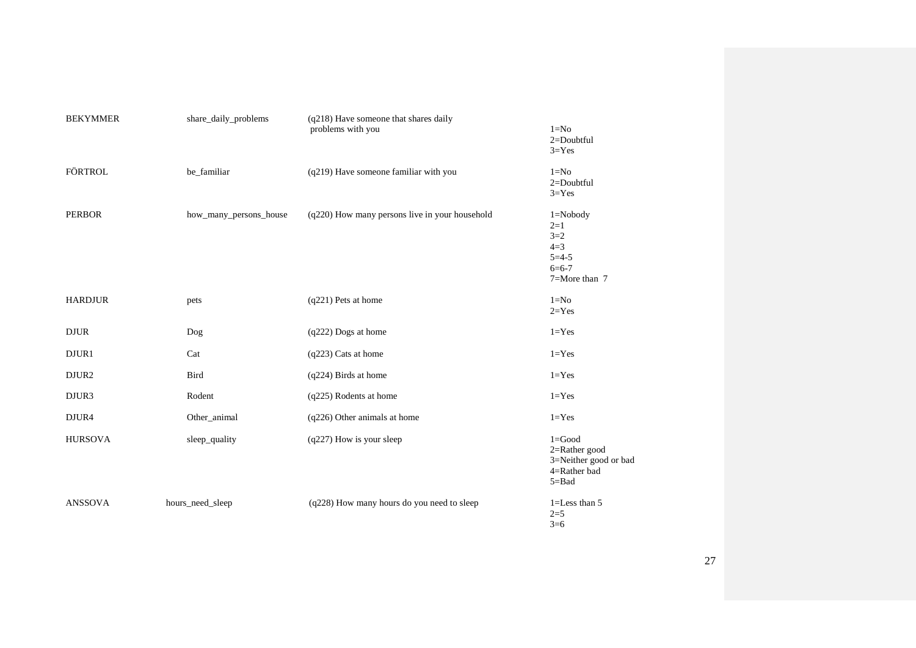| | | | |
|---|---|---|---|
| BEKYMMER | share_daily_problems | (q218) Have someone that shares daily problems with you | 1=No<br>2=Doubtful<br>3=Yes |
| FÖRTROL | be_familiar | (q219) Have someone familiar with you | 1=No<br>2=Doubtful<br>3=Yes |
| PERBOR | how_many_persons_house | (q220) How many persons live in your household | 1=Nobody<br>2=1<br>3=2<br>4=3<br>5=4-5<br>6=6-7<br>7=More than 7 |
| HARDJUR | pets | (q221) Pets at home | 1=No<br>2=Yes |
| DJUR | Dog | (q222) Dogs at home | 1=Yes |
| DJUR1 | Cat | (q223) Cats at home | 1=Yes |
| DJUR2 | Bird | (q224) Birds at home | 1=Yes |
| DJUR3 | Rodent | (q225) Rodents at home | 1=Yes |
| DJUR4 | Other_animal | (q226) Other animals at home | 1=Yes |
| HURSOVA | sleep_quality | (q227) How is your sleep | 1=Good<br>2=Rather good<br>3=Neither good or bad<br>4=Rather bad<br>5=Bad |
| ANSSOVA | hours_need_sleep | (q228) How many hours do you need to sleep | 1=Less than 5<br>2=5<br>3=6 |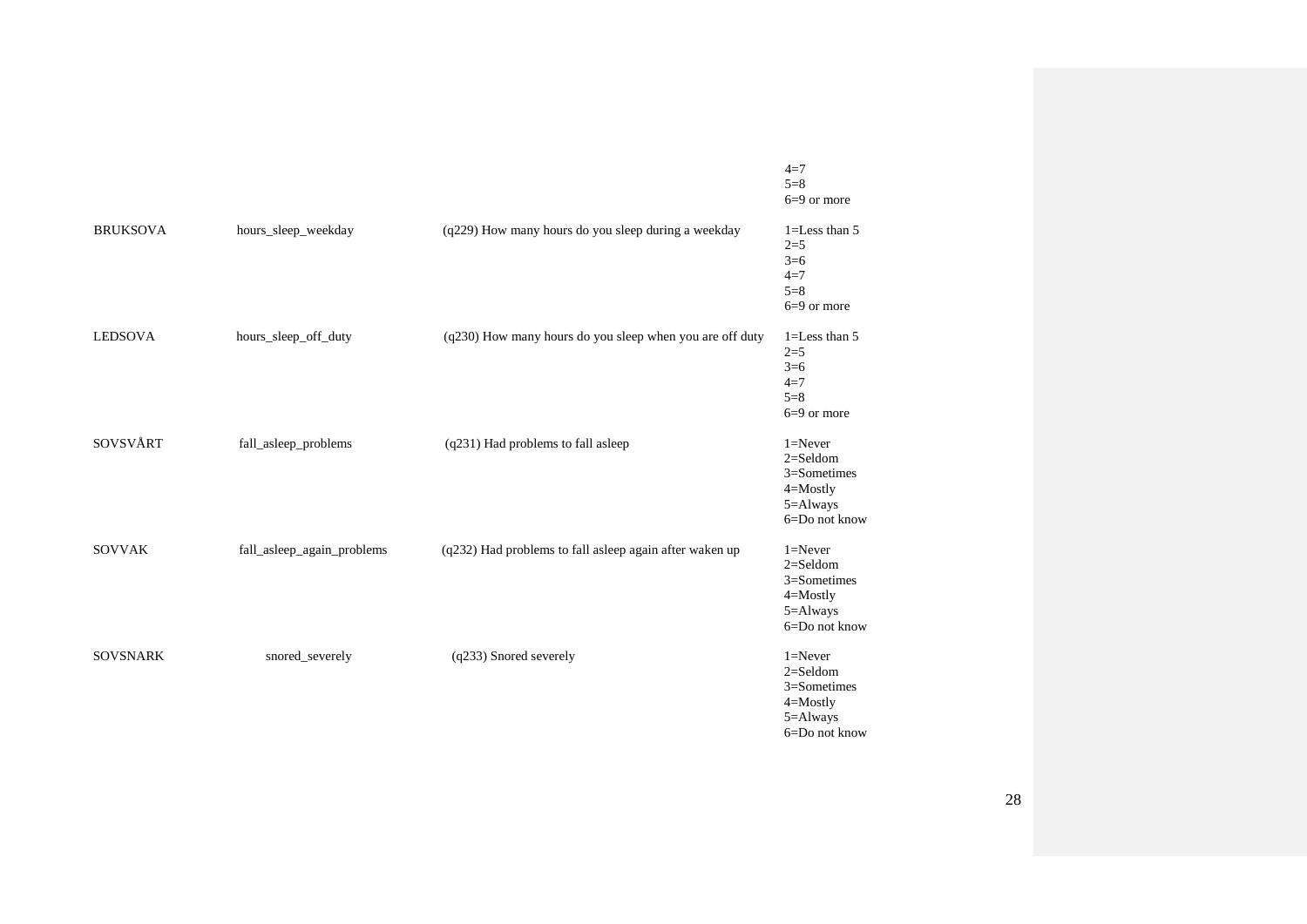| | | | |
|---|---|---|---|
| | | | 4=7<br>5=8<br>6=9 or more |
| BRUKSOVA | hours_sleep_weekday | (q229) How many hours do you sleep during a weekday | 1=Less than 5<br>2=5<br>3=6<br>4=7<br>5=8<br>6=9 or more |
| LEDSOVA | hours_sleep_off_duty | (q230) How many hours do you sleep when you are off duty | 1=Less than 5<br>2=5<br>3=6<br>4=7<br>5=8<br>6=9 or more |
| SOVSVÅRT | fall_asleep_problems | (q231) Had problems to fall asleep | 1=Never<br>2=Seldom<br>3=Sometimes<br>4=Mostly<br>5=Always<br>6=Do not know |
| SOVVAK | fall_asleep_again_problems | (q232) Had problems to fall asleep again after waken up | 1=Never<br>2=Seldom<br>3=Sometimes<br>4=Mostly<br>5=Always<br>6=Do not know |
| SOVSNARK | snored_severely | (q233) Snored severely | 1=Never<br>2=Seldom<br>3=Sometimes<br>4=Mostly<br>5=Always<br>6=Do not know |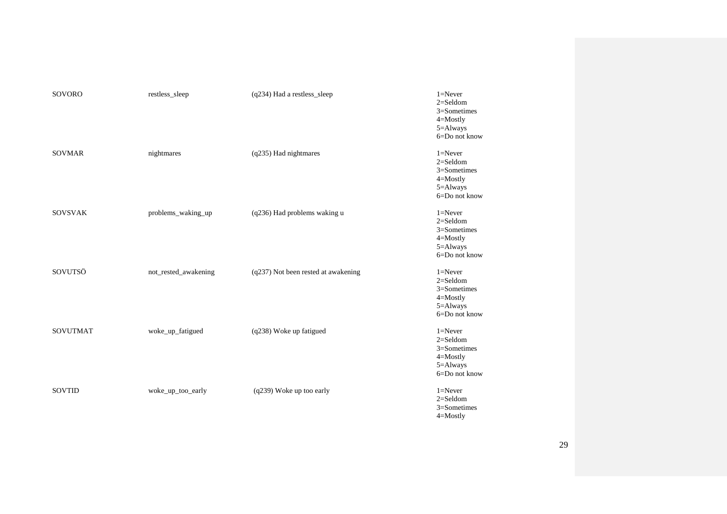| | | | |
|---|---|---|---|
| SOVORO | restless_sleep | (q234) Had a restless_sleep | 1=Never<br>2=Seldom<br>3=Sometimes<br>4=Mostly<br>5=Always<br>6=Do not know |
| SOVMAR | nightmares | (q235) Had nightmares | 1=Never<br>2=Seldom<br>3=Sometimes<br>4=Mostly<br>5=Always<br>6=Do not know |
| SOVSVAK | problems_waking_up | (q236) Had problems waking u | 1=Never<br>2=Seldom<br>3=Sometimes<br>4=Mostly<br>5=Always<br>6=Do not know |
| SOVUTSÖ | not_rested_awakening | (q237) Not been rested at awakening | 1=Never<br>2=Seldom<br>3=Sometimes<br>4=Mostly<br>5=Always<br>6=Do not know |
| SOVUTMAT | woke_up_fatigued | (q238) Woke up fatigued | 1=Never<br>2=Seldom<br>3=Sometimes<br>4=Mostly<br>5=Always<br>6=Do not know |
| SOVTID | woke_up_too_early | (q239) Woke up too early | 1=Never<br>2=Seldom<br>3=Sometimes<br>4=Mostly |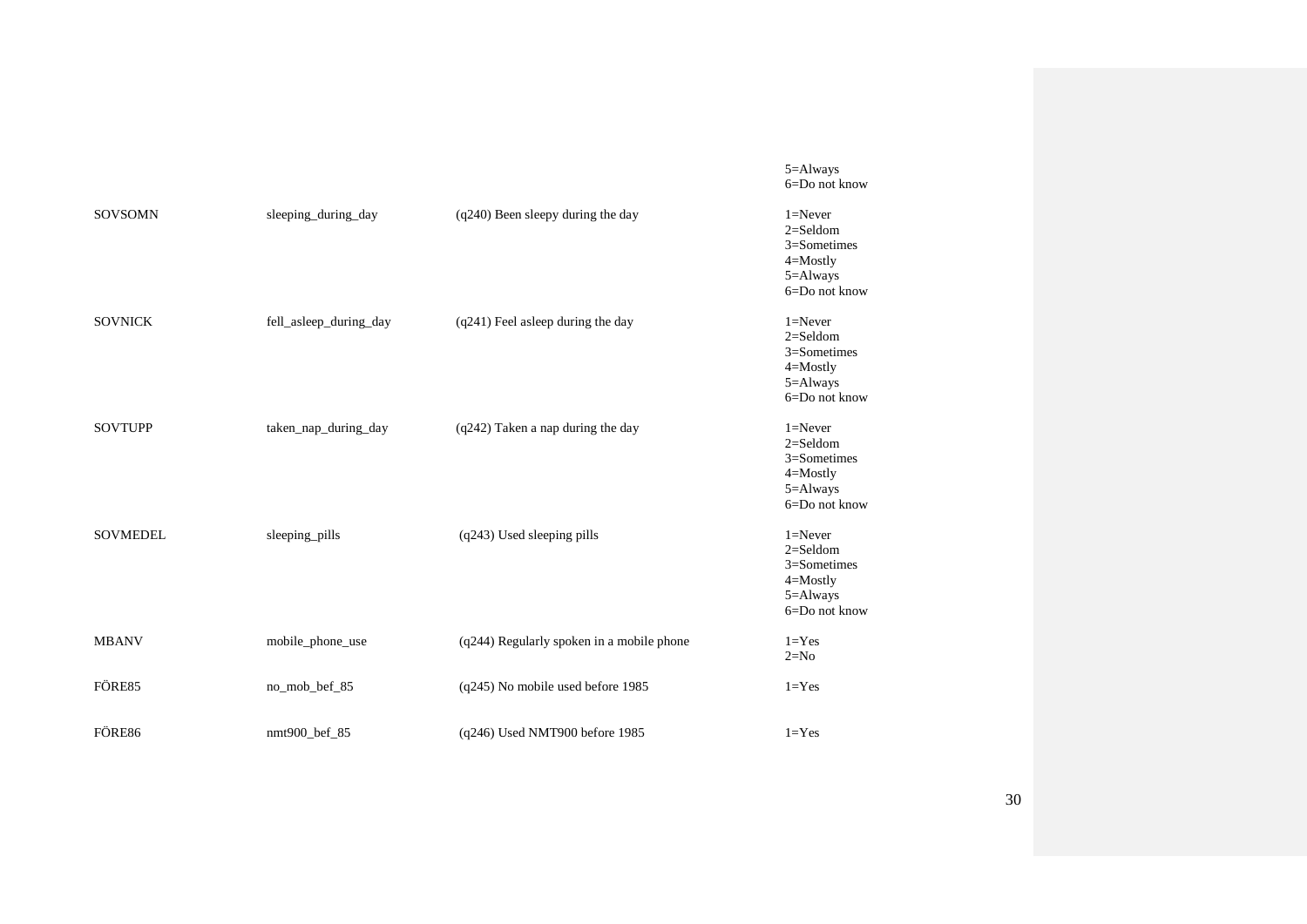| | | | |
|---|---|---|---|
| | | | 5=Always<br>6=Do not know |
| SOVSOMN | sleeping_during_day | (q240) Been sleepy during the day | 1=Never<br>2=Seldom<br>3=Sometimes<br>4=Mostly<br>5=Always<br>6=Do not know |
| SOVNICK | fell_asleep_during_day | (q241) Feel asleep during the day | 1=Never<br>2=Seldom<br>3=Sometimes<br>4=Mostly<br>5=Always<br>6=Do not know |
| SOVTUPP | taken_nap_during_day | (q242) Taken a nap during the day | 1=Never<br>2=Seldom<br>3=Sometimes<br>4=Mostly<br>5=Always<br>6=Do not know |
| SOVMEDEL | sleeping_pills | (q243) Used sleeping pills | 1=Never<br>2=Seldom<br>3=Sometimes<br>4=Mostly<br>5=Always<br>6=Do not know |
| MBANV | mobile_phone_use | (q244) Regularly spoken in a mobile phone | 1=Yes<br>2=No |
| FÖRE85 | no_mob_bef_85 | (q245) No mobile used before 1985 | 1=Yes |
| FÖRE86 | nmt900_bef_85 | (q246) Used NMT900 before 1985 | 1=Yes |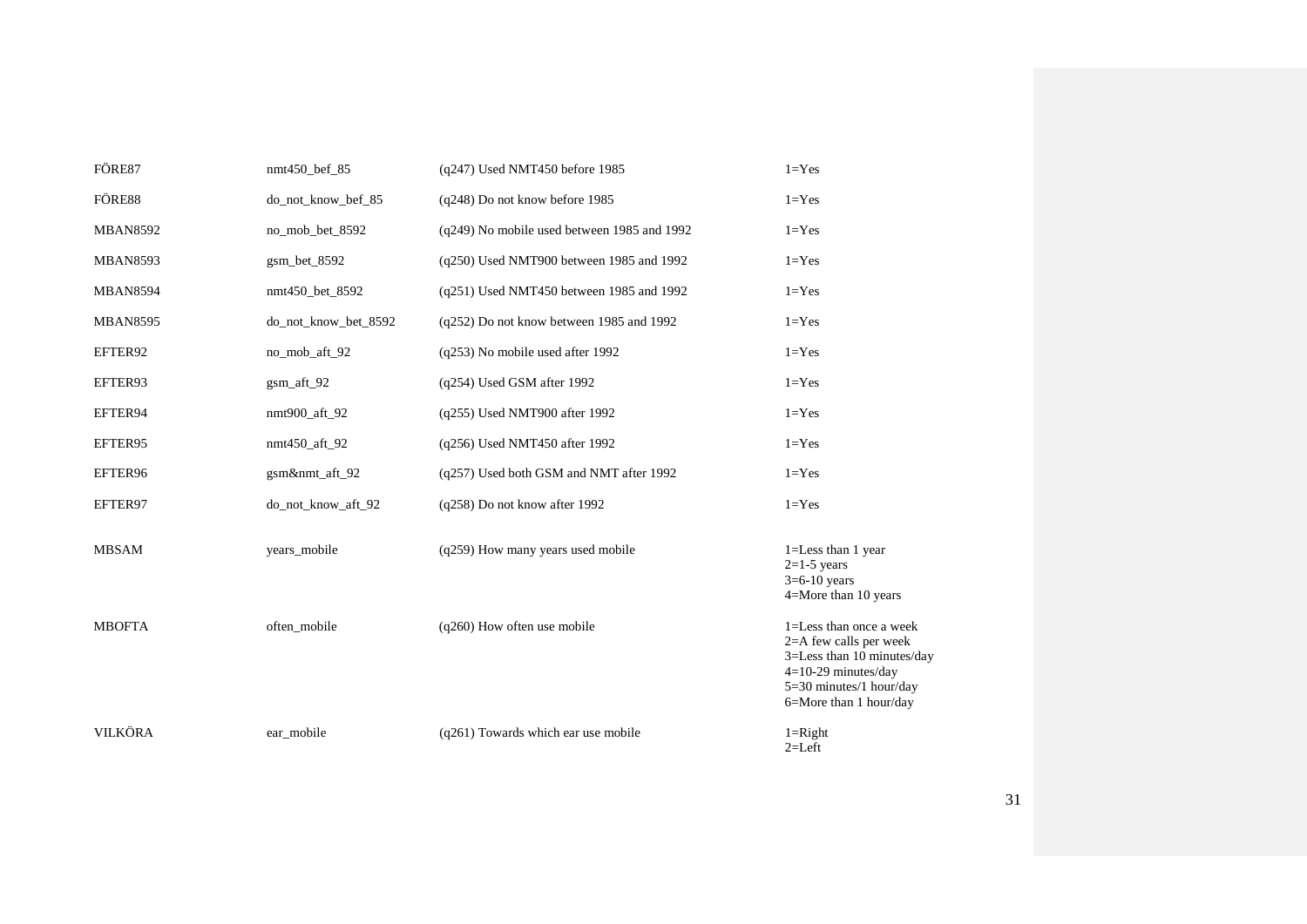| | | | |
|---|---|---|---|
| FÖRE87 | nmt450_bef_85 | (q247) Used NMT450 before 1985 | 1=Yes |
| FÖRE88 | do_not_know_bef_85 | (q248) Do not know before 1985 | 1=Yes |
| MBAN8592 | no_mob_bet_8592 | (q249) No mobile used between 1985 and 1992 | 1=Yes |
| MBAN8593 | gsm_bet_8592 | (q250) Used NMT900 between 1985 and 1992 | 1=Yes |
| MBAN8594 | nmt450_bet_8592 | (q251) Used NMT450 between 1985 and 1992 | 1=Yes |
| MBAN8595 | do_not_know_bet_8592 | (q252) Do not know between 1985 and 1992 | 1=Yes |
| EFTER92 | no_mob_aft_92 | (q253) No mobile used after 1992 | 1=Yes |
| EFTER93 | gsm_aft_92 | (q254) Used GSM after 1992 | 1=Yes |
| EFTER94 | nmt900_aft_92 | (q255) Used NMT900 after 1992 | 1=Yes |
| EFTER95 | nmt450_aft_92 | (q256) Used NMT450 after 1992 | 1=Yes |
| EFTER96 | gsm&nmt_aft_92 | (q257) Used both GSM and NMT after 1992 | 1=Yes |
| EFTER97 | do_not_know_aft_92 | (q258) Do not know after 1992 | 1=Yes |
| MBSAM | years_mobile | (q259) How many years used mobile | 1=Less than 1 year<br>2=1-5 years<br>3=6-10 years<br>4=More than 10 years |
| MBOFTA | often_mobile | (q260) How often use mobile | 1=Less than once a week<br>2=A few calls per week<br>3=Less than 10 minutes/day<br>4=10-29 minutes/day<br>5=30 minutes/1 hour/day<br>6=More than 1 hour/day |
| VILKÖRA | ear_mobile | (q261) Towards which ear use mobile | 1=Right<br>2=Left |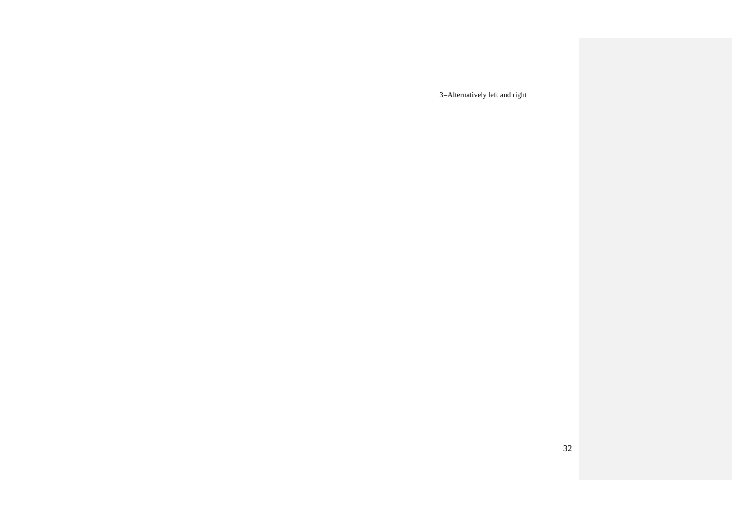3=Alternatively left and right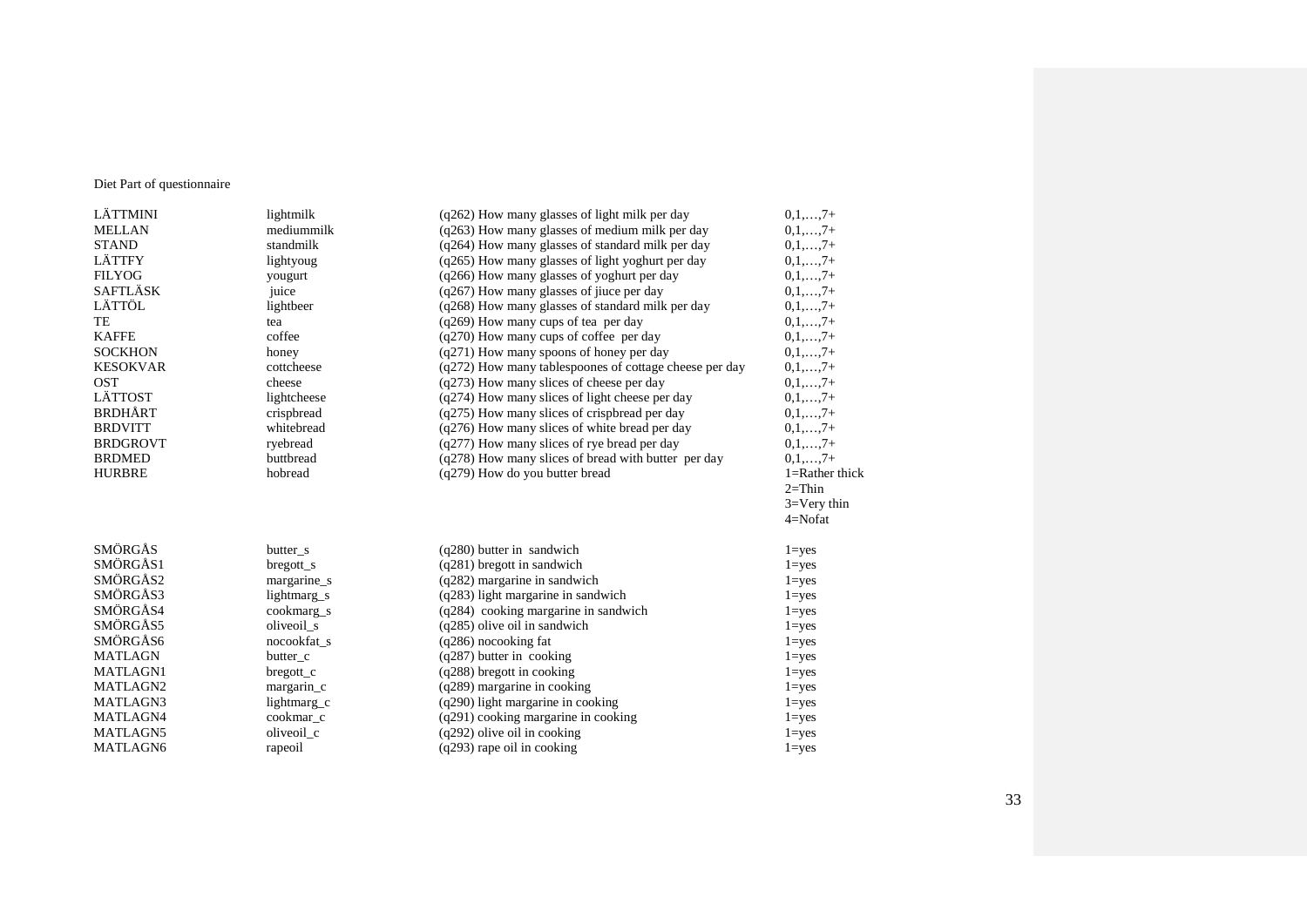Diet Part of questionnaire

| | | | |
|---|---|---|---|
| LÄTTMINI | lightmilk | (q262) How many glasses of light milk per day | 0,1,…,7+ |
| MELLAN | mediummilk | (q263) How many glasses of medium milk per day | 0,1,…,7+ |
| STAND | standmilk | (q264) How many glasses of standard milk per day | 0,1,…,7+ |
| LÄTTFY | lightyoug | (q265) How many glasses of light yoghurt per day | 0,1,…,7+ |
| FILYOG | yougurt | (q266) How many glasses of yoghurt per day | 0,1,…,7+ |
| SAFTLÄSK | juice | (q267) How many glasses of jiuce per day | 0,1,…,7+ |
| LÄTTÖL | lightbeer | (q268) How many glasses of standard milk per day | 0,1,…,7+ |
| TE | tea | (q269) How many cups of tea per day | 0,1,…,7+ |
| KAFFE | coffee | (q270) How many cups of coffee per day | 0,1,…,7+ |
| SOCKHON | honey | (q271) How many spoons of honey per day | 0,1,…,7+ |
| KESOKVAR | cottcheese | (q272) How many tablespoones of cottage cheese per day | 0,1,…,7+ |
| OST | cheese | (q273) How many slices of cheese per day | 0,1,…,7+ |
| LÄTTOST | lightcheese | (q274) How many slices of light cheese per day | 0,1,…,7+ |
| BRDHÅRT | crispbread | (q275) How many slices of crispbread per day | 0,1,…,7+ |
| BRDVITT | whitebread | (q276) How many slices of white bread per day | 0,1,…,7+ |
| BRDGROVT | ryebread | (q277) How many slices of rye bread per day | 0,1,…,7+ |
| BRDMED | buttbread | (q278) How many slices of bread with butter per day | 0,1,…,7+ |
| HURBRE | hobread | (q279) How do you butter bread | 1=Rather thick<br>2=Thin<br>3=Very thin<br>4=Nofat |
| SMÖRGÅS | butter_s | (q280) butter in sandwich | 1=yes |
| SMÖRGÅS1 | bregott_s | (q281) bregott in sandwich | 1=yes |
| SMÖRGÅS2 | margarine_s | (q282) margarine in sandwich | 1=yes |
| SMÖRGÅS3 | lightmarg_s | (q283) light margarine in sandwich | 1=yes |
| SMÖRGÅS4 | cookmarg_s | (q284) cooking margarine in sandwich | 1=yes |
| SMÖRGÅS5 | oliveoil_s | (q285) olive oil in sandwich | 1=yes |
| SMÖRGÅS6 | nocookfat_s | (q286) nocooking fat | 1=yes |
| MATLAGN | butter_c | (q287) butter in cooking | 1=yes |
| MATLAGN1 | bregott_c | (q288) bregott in cooking | 1=yes |
| MATLAGN2 | margarin_c | (q289) margarine in cooking | 1=yes |
| MATLAGN3 | lightmarg_c | (q290) light margarine in cooking | 1=yes |
| MATLAGN4 | cookmar_c | (q291) cooking margarine in cooking | 1=yes |
| MATLAGN5 | oliveoil_c | (q292) olive oil in cooking | 1=yes |
| MATLAGN6 | rapeoil | (q293) rape oil in cooking | 1=yes |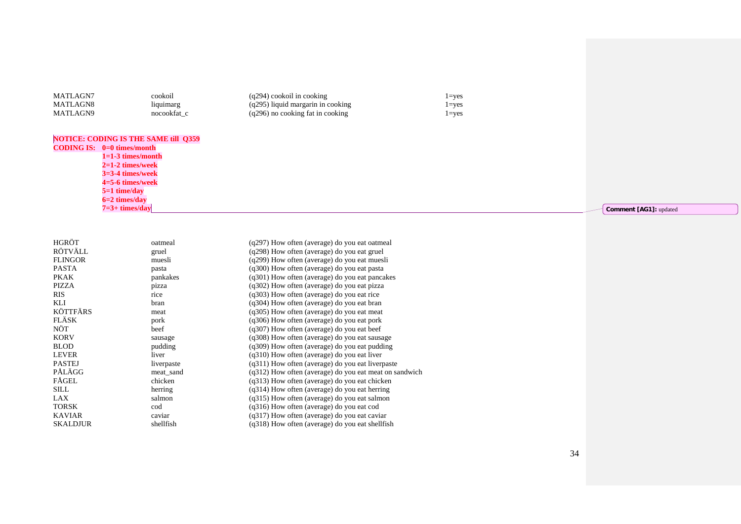| | | | |
|---|---|---|---|
| MATLAGN7 | cookoil | (q294) cookoil in cooking | 1=yes |
| MATLAGN8 | liquimarg | (q295) liquid margarin in cooking | 1=yes |
| MATLAGN9 | nocookfat_c | (q296) no cooking fat in cooking | 1=yes |

**NOTICE: CODING IS THE SAME till Q359**

**CODING IS: 0=0 times/month**
**1=1-3 times/month**
**2=1-2 times/week**
**3=3-4 times/week**
**4=5-6 times/week**
**5=1 time/day**
**6=2 times/day**
**7=3+ times/day**

**Comment [AG1]:** updated

| | | |
|---|---|---|
| HGRÖT | oatmeal | (q297) How often (average) do you eat oatmeal |
| RÖTVÄLL | gruel | (q298) How often (average) do you eat gruel |
| FLINGOR | muesli | (q299) How often (average) do you eat muesli |
| PASTA | pasta | (q300) How often (average) do you eat pasta |
| PKAK | pankakes | (q301) How often (average) do you eat pancakes |
| PIZZA | pizza | (q302) How often (average) do you eat pizza |
| RIS | rice | (q303) How often (average) do you eat rice |
| KLI | bran | (q304) How often (average) do you eat bran |
| KÖTTFÄRS | meat | (q305) How often (average) do you eat meat |
| FLÄSK | pork | (q306) How often (average) do you eat pork |
| NÖT | beef | (q307) How often (average) do you eat beef |
| KORV | sausage | (q308) How often (average) do you eat sausage |
| BLOD | pudding | (q309) How often (average) do you eat pudding |
| LEVER | liver | (q310) How often (average) do you eat liver |
| PASTEJ | liverpaste | (q311) How often (average) do you eat liverpaste |
| PÅLÄGG | meat_sand | (q312) How often (average) do you eat meat on sandwich |
| FÅGEL | chicken | (q313) How often (average) do you eat chicken |
| SILL | herring | (q314) How often (average) do you eat herring |
| LAX | salmon | (q315) How often (average) do you eat salmon |
| TORSK | cod | (q316) How often (average) do you eat cod |
| KAVIAR | caviar | (q317) How often (average) do you eat caviar |
| SKALDJUR | shellfish | (q318) How often (average) do you eat shellfish |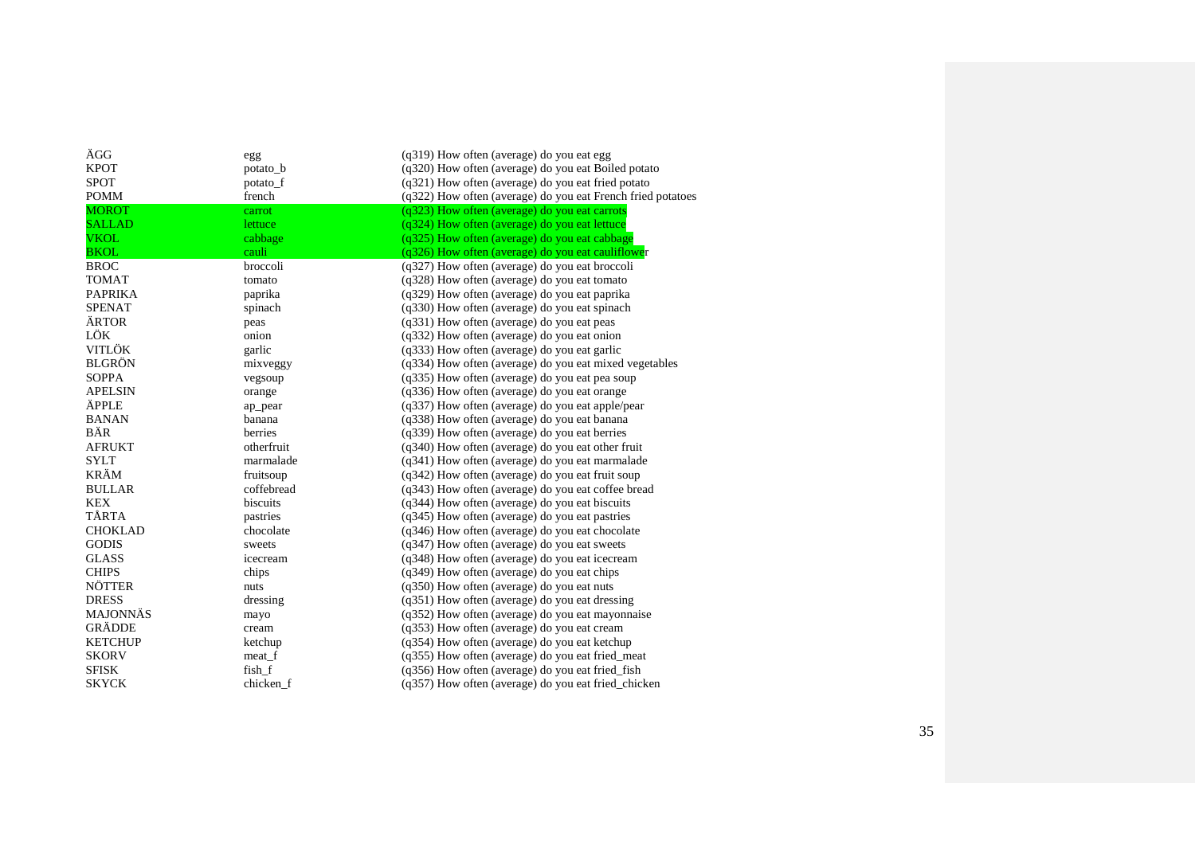| | | |
|---|---|---|
| ÄGG | egg | (q319) How often (average) do you eat egg |
| KPOT | potato_b | (q320) How often (average) do you eat Boiled potato |
| SPOT | potato_f | (q321) How often (average) do you eat fried potato |
| POMM | french | (q322) How often (average) do you eat French fried potatoes |
| MOROT | carrot | (q323) How often (average) do you eat carrots |
| SALLAD | lettuce | (q324) How often (average) do you eat lettuce |
| VKOL | cabbage | (q325) How often (average) do you eat cabbage |
| BKOL | cauli | (q326) How often (average) do you eat cauliflower |
| BROC | broccoli | (q327) How often (average) do you eat broccoli |
| TOMAT | tomato | (q328) How often (average) do you eat tomato |
| PAPRIKA | paprika | (q329) How often (average) do you eat paprika |
| SPENAT | spinach | (q330) How often (average) do you eat spinach |
| ÄRTOR | peas | (q331) How often (average) do you eat peas |
| LÖK | onion | (q332) How often (average) do you eat onion |
| VITLÖK | garlic | (q333) How often (average) do you eat garlic |
| BLGRÖN | mixveggy | (q334) How often (average) do you eat mixed vegetables |
| SOPPA | vegsoup | (q335) How often (average) do you eat pea soup |
| APELSIN | orange | (q336) How often (average) do you eat orange |
| ÄPPLE | ap_pear | (q337) How often (average) do you eat apple/pear |
| BANAN | banana | (q338) How often (average) do you eat banana |
| BÄR | berries | (q339) How often (average) do you eat berries |
| AFRUKT | otherfruit | (q340) How often (average) do you eat other fruit |
| SYLT | marmalade | (q341) How often (average) do you eat marmalade |
| KRÄM | fruitsoup | (q342) How often (average) do you eat fruit soup |
| BULLAR | coffebread | (q343) How often (average) do you eat coffee bread |
| KEX | biscuits | (q344) How often (average) do you eat biscuits |
| TÅRTA | pastries | (q345) How often (average) do you eat pastries |
| CHOKLAD | chocolate | (q346) How often (average) do you eat chocolate |
| GODIS | sweets | (q347) How often (average) do you eat sweets |
| GLASS | icecream | (q348) How often (average) do you eat icecream |
| CHIPS | chips | (q349) How often (average) do you eat chips |
| NÖTTER | nuts | (q350) How often (average) do you eat nuts |
| DRESS | dressing | (q351) How often (average) do you eat dressing |
| MAJONNÄS | mayo | (q352) How often (average) do you eat mayonnaise |
| GRÄDDE | cream | (q353) How often (average) do you eat cream |
| KETCHUP | ketchup | (q354) How often (average) do you eat ketchup |
| SKORV | meat_f | (q355) How often (average) do you eat fried_meat |
| SFISK | fish_f | (q356) How often (average) do you eat fried_fish |
| SKYCK | chicken_f | (q357) How often (average) do you eat fried_chicken |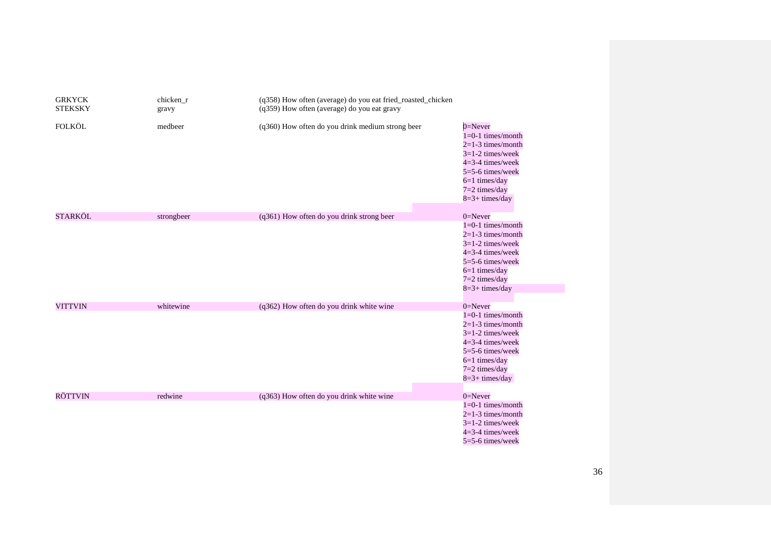| | | | |
|---|---|---|---|
| GRKYCK | chicken_r | (q358) How often (average) do you eat fried_roasted_chicken | |
| STEKSKY | gravy | (q359) How often (average) do you eat gravy | |
| FOLKÖL | medbeer | (q360) How often do you drink medium strong beer | 0=Never<br>1=0-1 times/month<br>2=1-3 times/month<br>3=1-2 times/week<br>4=3-4 times/week<br>5=5-6 times/week<br>6=1 times/day<br>7=2 times/day<br>8=3+ times/day |
| STARKÖL | strongbeer | (q361) How often do you drink strong beer | 0=Never<br>1=0-1 times/month<br>2=1-3 times/month<br>3=1-2 times/week<br>4=3-4 times/week<br>5=5-6 times/week<br>6=1 times/day<br>7=2 times/day<br>8=3+ times/day |
| VITTVIN | whitewine | (q362) How often do you drink white wine | 0=Never<br>1=0-1 times/month<br>2=1-3 times/month<br>3=1-2 times/week<br>4=3-4 times/week<br>5=5-6 times/week<br>6=1 times/day<br>7=2 times/day<br>8=3+ times/day |
| RÖTTVIN | redwine | (q363) How often do you drink white wine | 0=Never<br>1=0-1 times/month<br>2=1-3 times/month<br>3=1-2 times/week<br>4=3-4 times/week<br>5=5-6 times/week |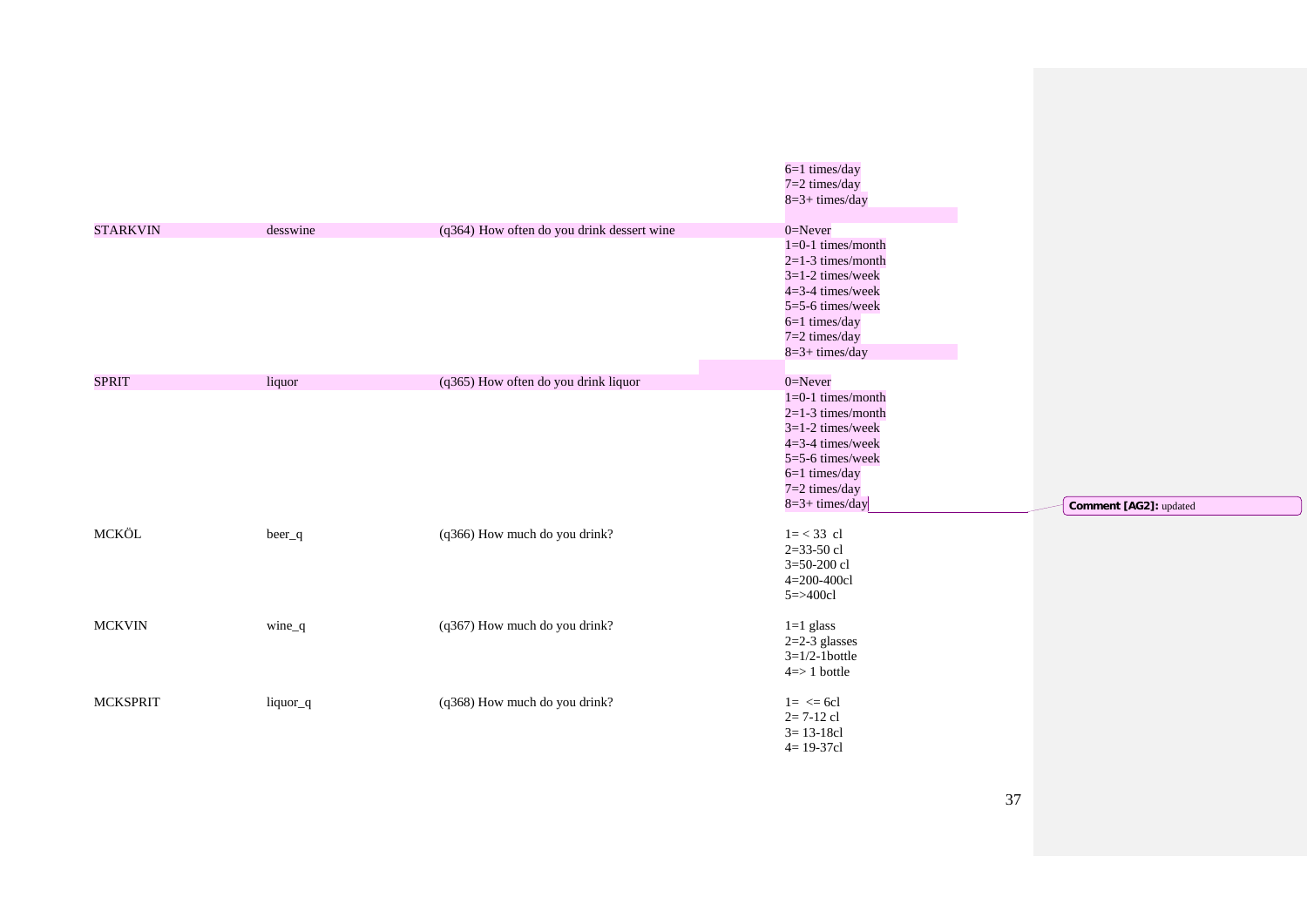| | | | |
|---|---|---|---|
| | | | 6=1 times/day<br>7=2 times/day<br>8=3+ times/day |
| STARKVIN | desswine | (q364) How often do you drink dessert wine | 0=Never<br>1=0-1 times/month<br>2=1-3 times/month<br>3=1-2 times/week<br>4=3-4 times/week<br>5=5-6 times/week<br>6=1 times/day<br>7=2 times/day<br>8=3+ times/day |
| SPRIT | liquor | (q365) How often do you drink liquor | 0=Never<br>1=0-1 times/month<br>2=1-3 times/month<br>3=1-2 times/week<br>4=3-4 times/week<br>5=5-6 times/week<br>6=1 times/day<br>7=2 times/day<br>8=3+ times/day |
| MCKÖL | beer_q | (q366) How much do you drink? | 1= < 33 cl<br>2=33-50 cl<br>3=50-200 cl<br>4=200-400cl<br>5=>400cl |
| MCKVIN | wine_q | (q367) How much do you drink? | 1=1 glass<br>2=2-3 glasses<br>3=1/2-1bottle<br>4=> 1 bottle |
| MCKSPRIT | liquor_q | (q368) How much do you drink? | 1= <= 6cl<br>2= 7-12 cl<br>3= 13-18cl<br>4= 19-37cl |

**Comment [AG2]:** updated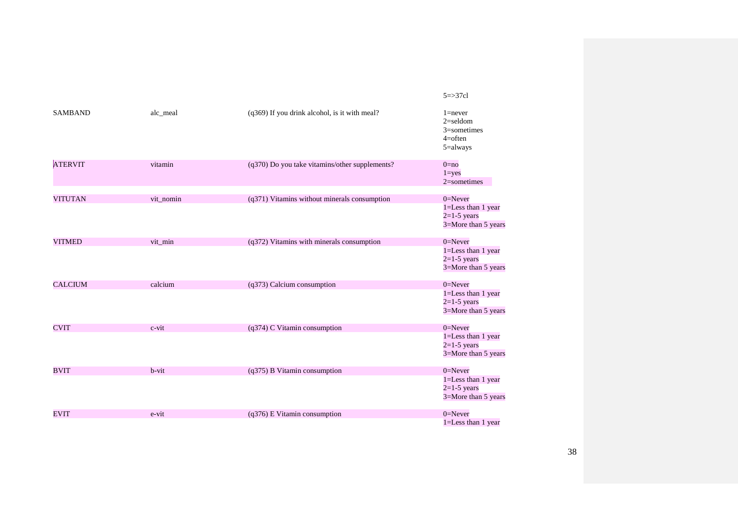| | | | |
|---|---|---|---|
| | | | 5=>37cl |
| SAMBAND | alc_meal | (q369) If you drink alcohol, is it with meal? | 1=never<br>2=seldom<br>3=sometimes<br>4=often<br>5=always |
| ATERVIT | vitamin | (q370) Do you take vitamins/other supplements? | 0=no<br>1=yes<br>2=sometimes |
| VITUTAN | vit_nomin | (q371) Vitamins without minerals consumption | 0=Never<br>1=Less than 1 year<br>2=1-5 years<br>3=More than 5 years |
| VITMED | vit_min | (q372) Vitamins with minerals consumption | 0=Never<br>1=Less than 1 year<br>2=1-5 years<br>3=More than 5 years |
| CALCIUM | calcium | (q373) Calcium consumption | 0=Never<br>1=Less than 1 year<br>2=1-5 years<br>3=More than 5 years |
| CVIT | c-vit | (q374) C Vitamin consumption | 0=Never<br>1=Less than 1 year<br>2=1-5 years<br>3=More than 5 years |
| BVIT | b-vit | (q375) B Vitamin consumption | 0=Never<br>1=Less than 1 year<br>2=1-5 years<br>3=More than 5 years |
| EVIT | e-vit | (q376) E Vitamin consumption | 0=Never<br>1=Less than 1 year |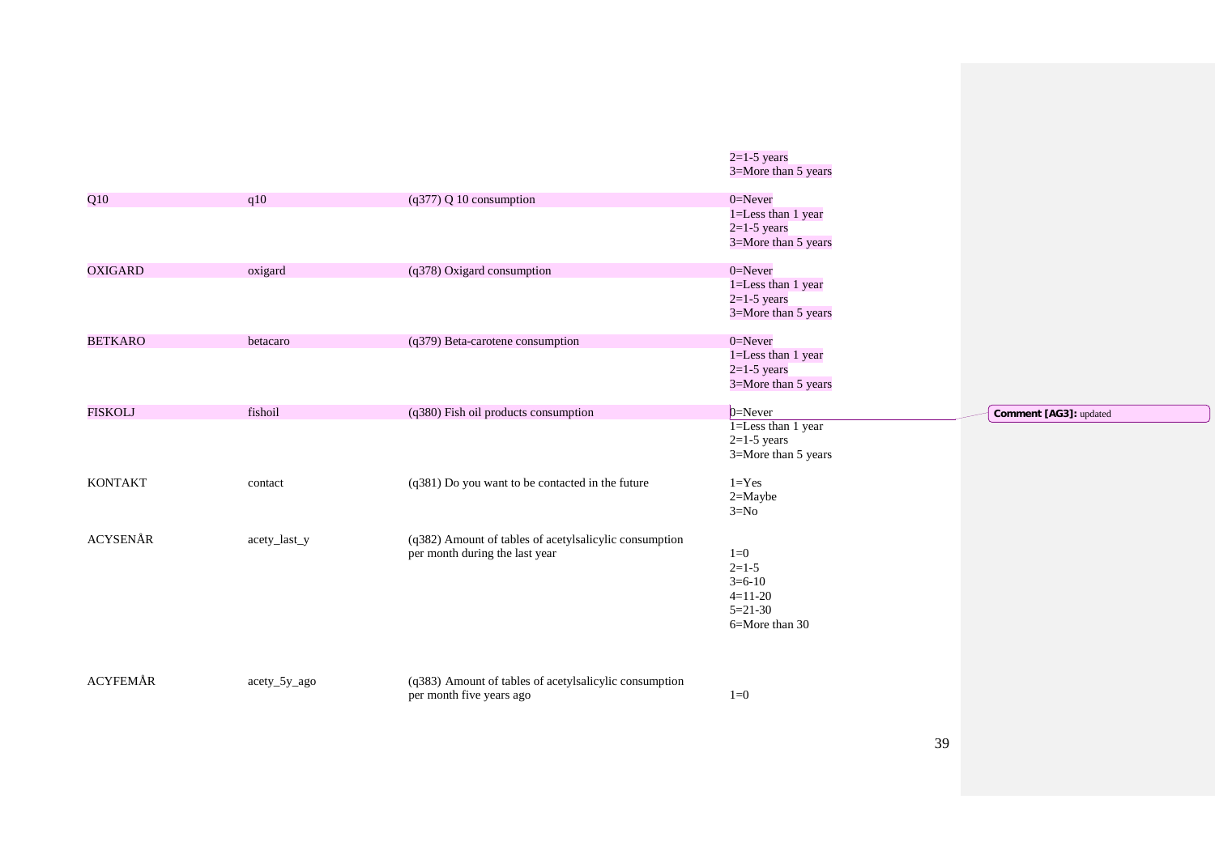| | | | 2=1-5 years<br>3=More than 5 years |
|---|---|---|---|
| Q10 | q10 | (q377) Q 10 consumption | 0=Never<br>1=Less than 1 year<br>2=1-5 years<br>3=More than 5 years |
| OXIGARD | oxigard | (q378) Oxigard consumption | 0=Never<br>1=Less than 1 year<br>2=1-5 years<br>3=More than 5 years |
| BETKARO | betacaro | (q379) Beta-carotene consumption | 0=Never<br>1=Less than 1 year<br>2=1-5 years<br>3=More than 5 years |
| FISKOLJ | fishoil | (q380) Fish oil products consumption | 0=Never<br>1=Less than 1 year<br>2=1-5 years<br>3=More than 5 years |
| KONTAKT | contact | (q381) Do you want to be contacted in the future | 1=Yes<br>2=Maybe<br>3=No |
| ACYSENÅR | acety_last_y | (q382) Amount of tables of acetylsalicylic consumption per month during the last year | 1=0<br>2=1-5<br>3=6-10<br>4=11-20<br>5=21-30<br>6=More than 30 |
| ACYFEMÅR | acety_5y_ago | (q383) Amount of tables of acetylsalicylic consumption per month five years ago | 1=0 |

**Comment [AG3]:** updated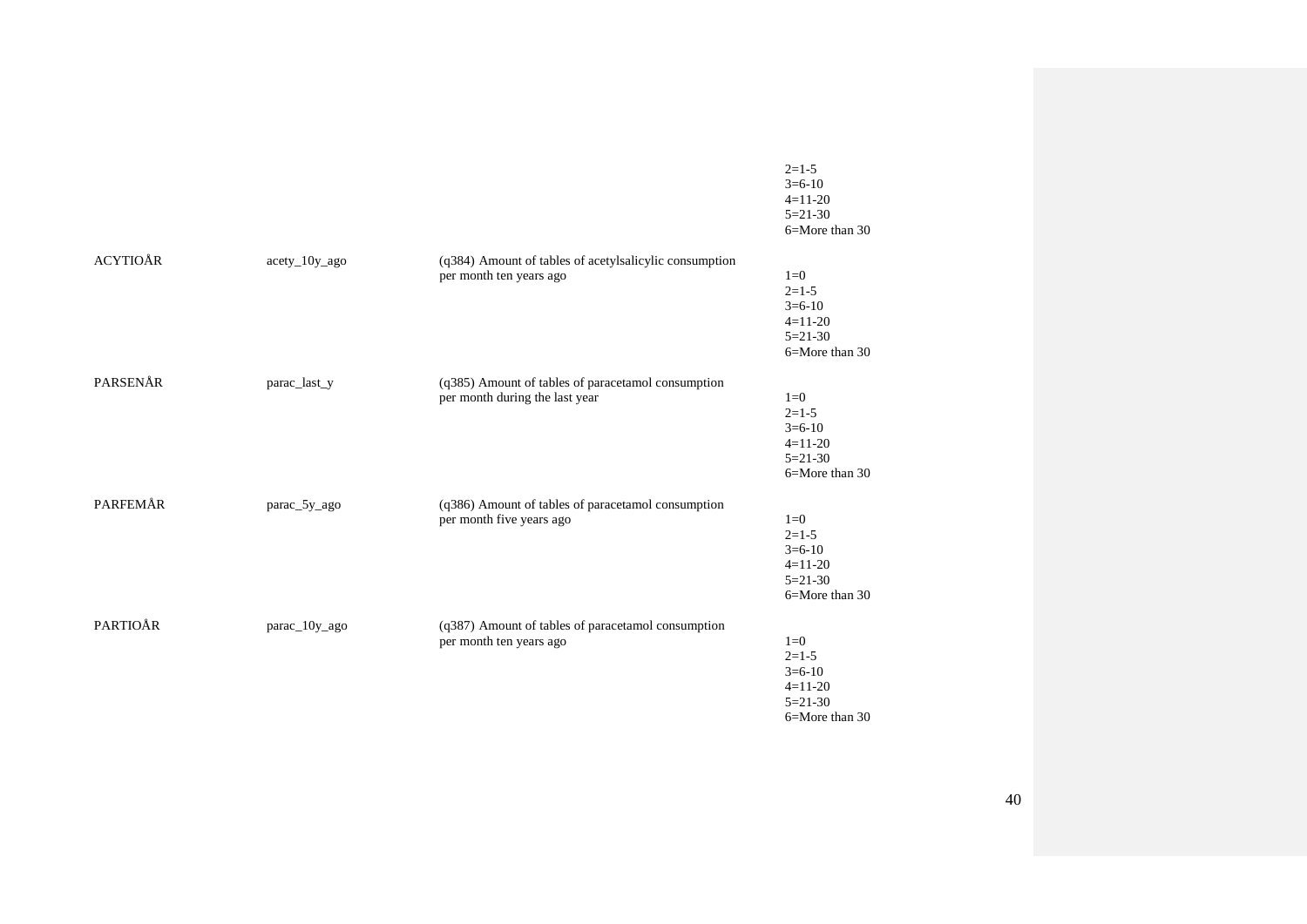| | | | |
|---|---|---|---|
| | | | 2=1-5<br>3=6-10<br>4=11-20<br>5=21-30<br>6=More than 30 |
| ACYTIOÅR | acety_10y_ago | (q384) Amount of tables of acetylsalicylic consumption per month ten years ago | 1=0<br>2=1-5<br>3=6-10<br>4=11-20<br>5=21-30<br>6=More than 30 |
| PARSENÅR | parac_last_y | (q385) Amount of tables of paracetamol consumption per month during the last year | 1=0<br>2=1-5<br>3=6-10<br>4=11-20<br>5=21-30<br>6=More than 30 |
| PARFEMÅR | parac_5y_ago | (q386) Amount of tables of paracetamol consumption per month five years ago | 1=0<br>2=1-5<br>3=6-10<br>4=11-20<br>5=21-30<br>6=More than 30 |
| PARTIOÅR | parac_10y_ago | (q387) Amount of tables of paracetamol consumption per month ten years ago | 1=0<br>2=1-5<br>3=6-10<br>4=11-20<br>5=21-30<br>6=More than 30 |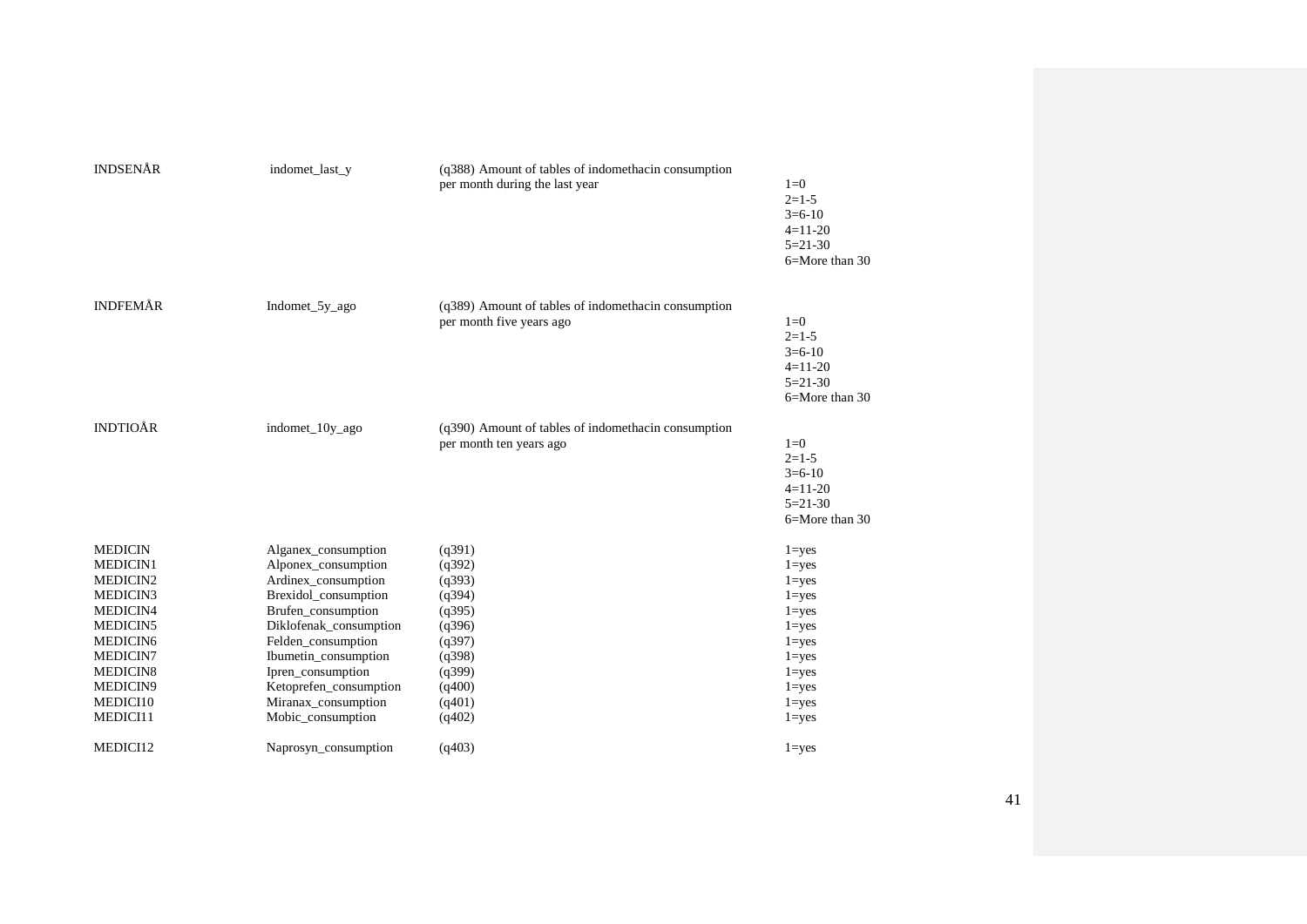| | | | |
|---|---|---|---|
| INDSENÅR | indomet_last_y | (q388) Amount of tables of indomethacin consumption per month during the last year | 1=0<br>2=1-5<br>3=6-10<br>4=11-20<br>5=21-30<br>6=More than 30 |
| INDFEMÅR | Indomet_5y_ago | (q389) Amount of tables of indomethacin consumption per month five years ago | 1=0<br>2=1-5<br>3=6-10<br>4=11-20<br>5=21-30<br>6=More than 30 |
| INDTIOÅR | indomet_10y_ago | (q390) Amount of tables of indomethacin consumption per month ten years ago | 1=0<br>2=1-5<br>3=6-10<br>4=11-20<br>5=21-30<br>6=More than 30 |
| MEDICIN | Alganex_consumption | (q391) | 1=yes |
| MEDICIN1 | Alponex_consumption | (q392) | 1=yes |
| MEDICIN2 | Ardinex_consumption | (q393) | 1=yes |
| MEDICIN3 | Brexidol_consumption | (q394) | 1=yes |
| MEDICIN4 | Brufen_consumption | (q395) | 1=yes |
| MEDICIN5 | Diklofenak_consumption | (q396) | 1=yes |
| MEDICIN6 | Felden_consumption | (q397) | 1=yes |
| MEDICIN7 | Ibumetin_consumption | (q398) | 1=yes |
| MEDICIN8 | Ipren_consumption | (q399) | 1=yes |
| MEDICIN9 | Ketoprefen_consumption | (q400) | 1=yes |
| MEDICI10 | Miranax_consumption | (q401) | 1=yes |
| MEDICI11 | Mobic_consumption | (q402) | 1=yes |
| MEDICI12 | Naprosyn_consumption | (q403) | 1=yes |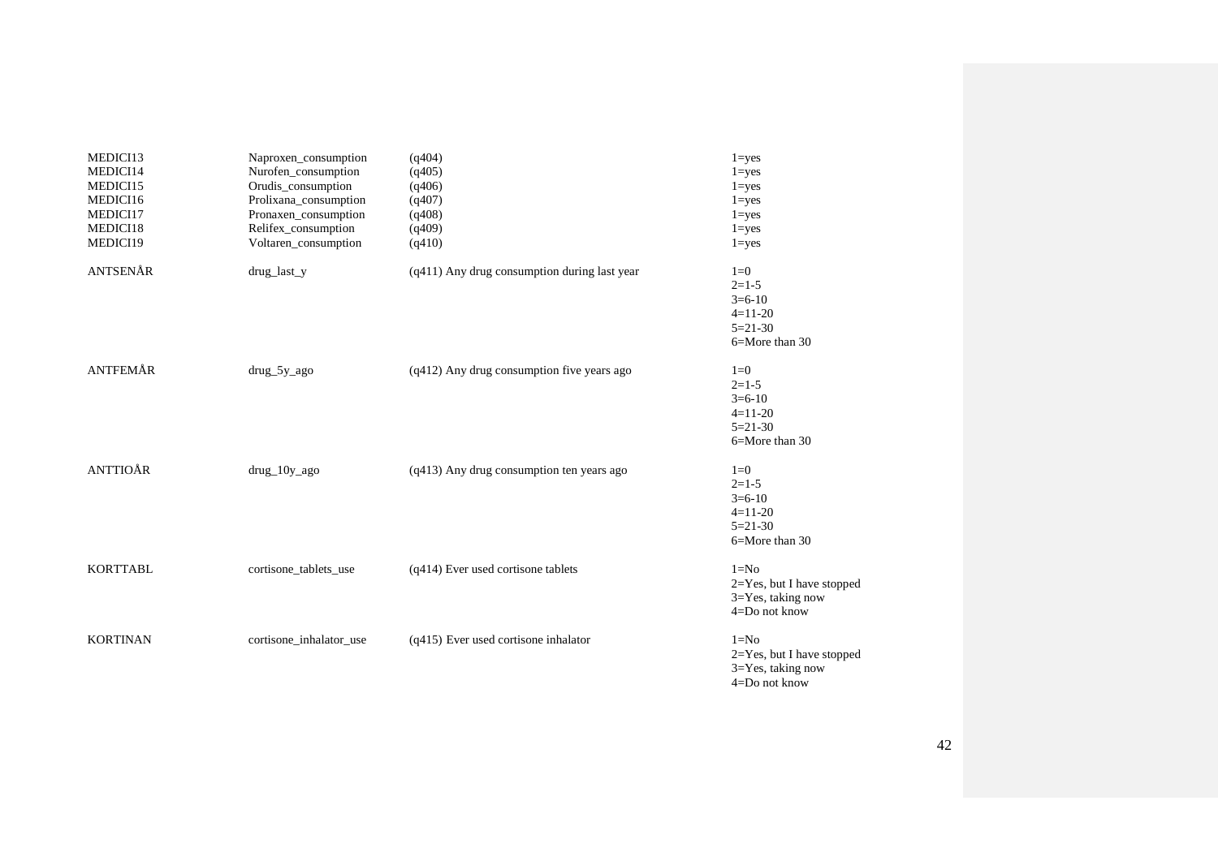| | | | |
|---|---|---|---|
| MEDICI13 | Naproxen_consumption | (q404) | 1=yes |
| MEDICI14 | Nurofen_consumption | (q405) | 1=yes |
| MEDICI15 | Orudis_consumption | (q406) | 1=yes |
| MEDICI16 | Prolixana_consumption | (q407) | 1=yes |
| MEDICI17 | Pronaxen_consumption | (q408) | 1=yes |
| MEDICI18 | Relifex_consumption | (q409) | 1=yes |
| MEDICI19 | Voltaren_consumption | (q410) | 1=yes |
| ANTSENÅR | drug_last_y | (q411) Any drug consumption during last year | 1=0<br>2=1-5<br>3=6-10<br>4=11-20<br>5=21-30<br>6=More than 30 |
| ANTFEMÅR | drug_5y_ago | (q412) Any drug consumption five years ago | 1=0<br>2=1-5<br>3=6-10<br>4=11-20<br>5=21-30<br>6=More than 30 |
| ANTTIOÅR | drug_10y_ago | (q413) Any drug consumption ten years ago | 1=0<br>2=1-5<br>3=6-10<br>4=11-20<br>5=21-30<br>6=More than 30 |
| KORTTABL | cortisone_tablets_use | (q414) Ever used cortisone tablets | 1=No<br>2=Yes, but I have stopped<br>3=Yes, taking now<br>4=Do not know |
| KORTINAN | cortisone_inhalator_use | (q415) Ever used cortisone inhalator | 1=No<br>2=Yes, but I have stopped<br>3=Yes, taking now<br>4=Do not know |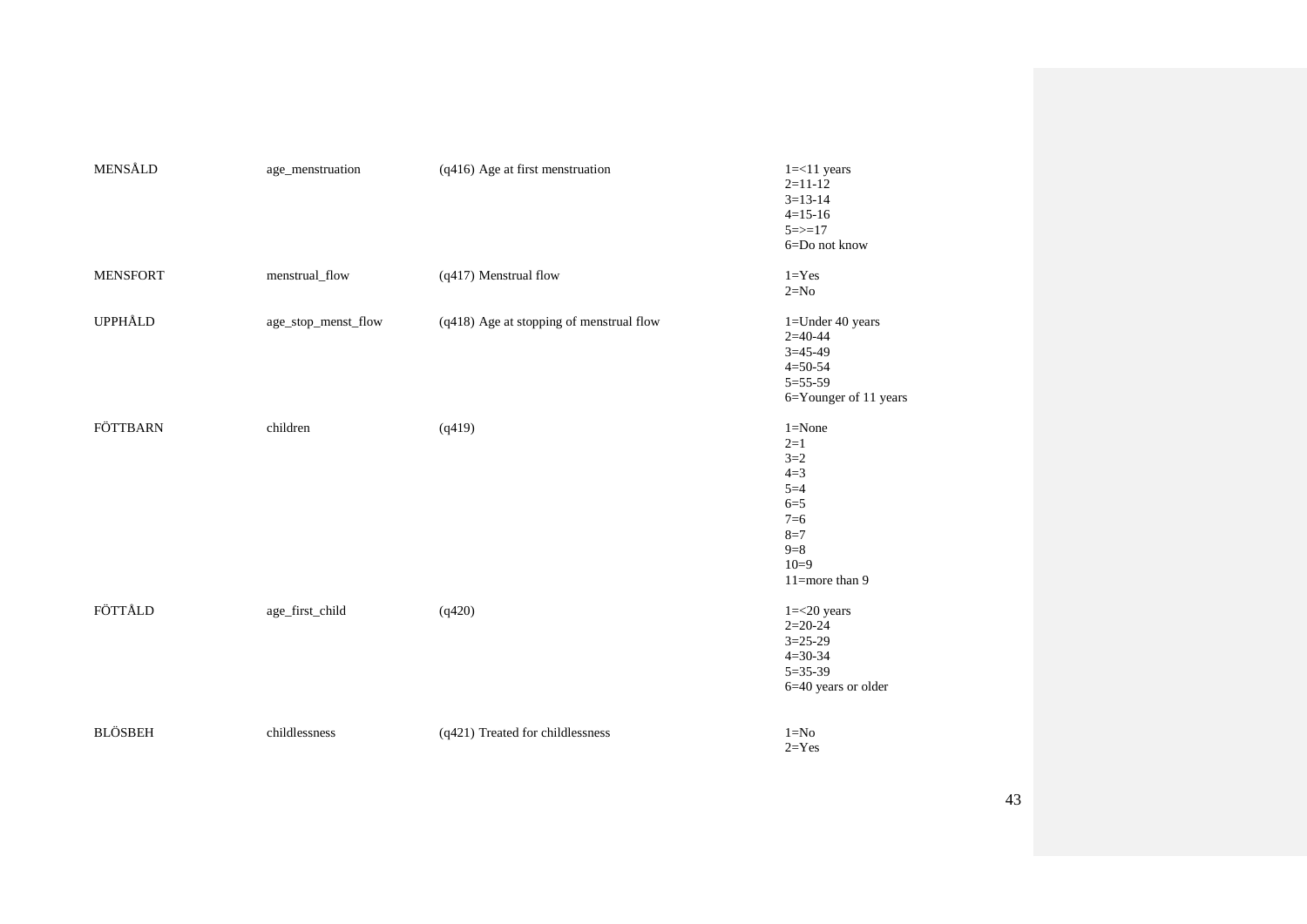| | | | |
|---|---|---|---|
| MENSÅLD | age_menstruation | (q416) Age at first menstruation | 1=<11 years<br>2=11-12<br>3=13-14<br>4=15-16<br>5=>=17<br>6=Do not know |
| MENSFORT | menstrual_flow | (q417) Menstrual flow | 1=Yes<br>2=No |
| UPPHÅLD | age_stop_menst_flow | (q418) Age at stopping of menstrual flow | 1=Under 40 years<br>2=40-44<br>3=45-49<br>4=50-54<br>5=55-59<br>6=Younger of 11 years |
| FÖTTBARN | children | (q419) | 1=None<br>2=1<br>3=2<br>4=3<br>5=4<br>6=5<br>7=6<br>8=7<br>9=8<br>10=9<br>11=more than 9 |
| FÖTTÅLD | age_first_child | (q420) | 1=<20 years<br>2=20-24<br>3=25-29<br>4=30-34<br>5=35-39<br>6=40 years or older |
| BLÖSBEH | childlessness | (q421) Treated for childlessness | 1=No<br>2=Yes |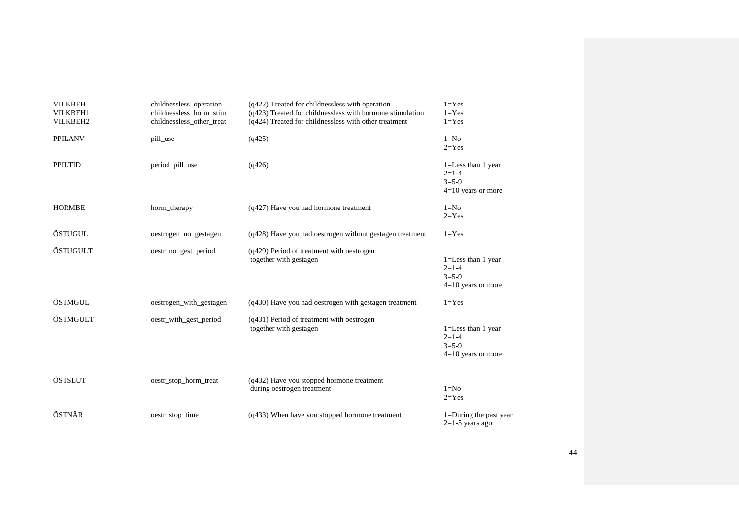| | | | |
|---|---|---|---|
| VILKBEH | childnessless_operation | (q422) Treated for childnessless with operation | 1=Yes |
| VILKBEH1 | childnessless_horm_stim | (q423) Treated for childnessless with hormone stimulation | 1=Yes |
| VILKBEH2 | childnessless_other_treat | (q424) Treated for childnessless with other treatment | 1=Yes |
| PPILANV | pill_use | (q425) | 1=No<br>2=Yes |
| PPILTID | period_pill_use | (q426) | 1=Less than 1 year<br>2=1-4<br>3=5-9<br>4=10 years or more |
| HORMBE | horm_therapy | (q427) Have you had hormone treatment | 1=No<br>2=Yes |
| ÖSTUGUL | oestrogen_no_gestagen | (q428) Have you had oestrogen without gestagen treatment | 1=Yes |
| ÖSTUGULT | oestr_no_gest_period | (q429) Period of treatment with oestrogen together with gestagen | 1=Less than 1 year<br>2=1-4<br>3=5-9<br>4=10 years or more |
| ÖSTMGUL | oestrogen_with_gestagen | (q430) Have you had oestrogen with gestagen treatment | 1=Yes |
| ÖSTMGULT | oestr_with_gest_period | (q431) Period of treatment with oestrogen together with gestagen | 1=Less than 1 year<br>2=1-4<br>3=5-9<br>4=10 years or more |
| ÖSTSLUT | oestr_stop_horm_treat | (q432) Have you stopped hormone treatment during oestrogen treatment | 1=No<br>2=Yes |
| ÖSTNÄR | oestr_stop_time | (q433) When have you stopped hormone treatment | 1=During the past year<br>2=1-5 years ago |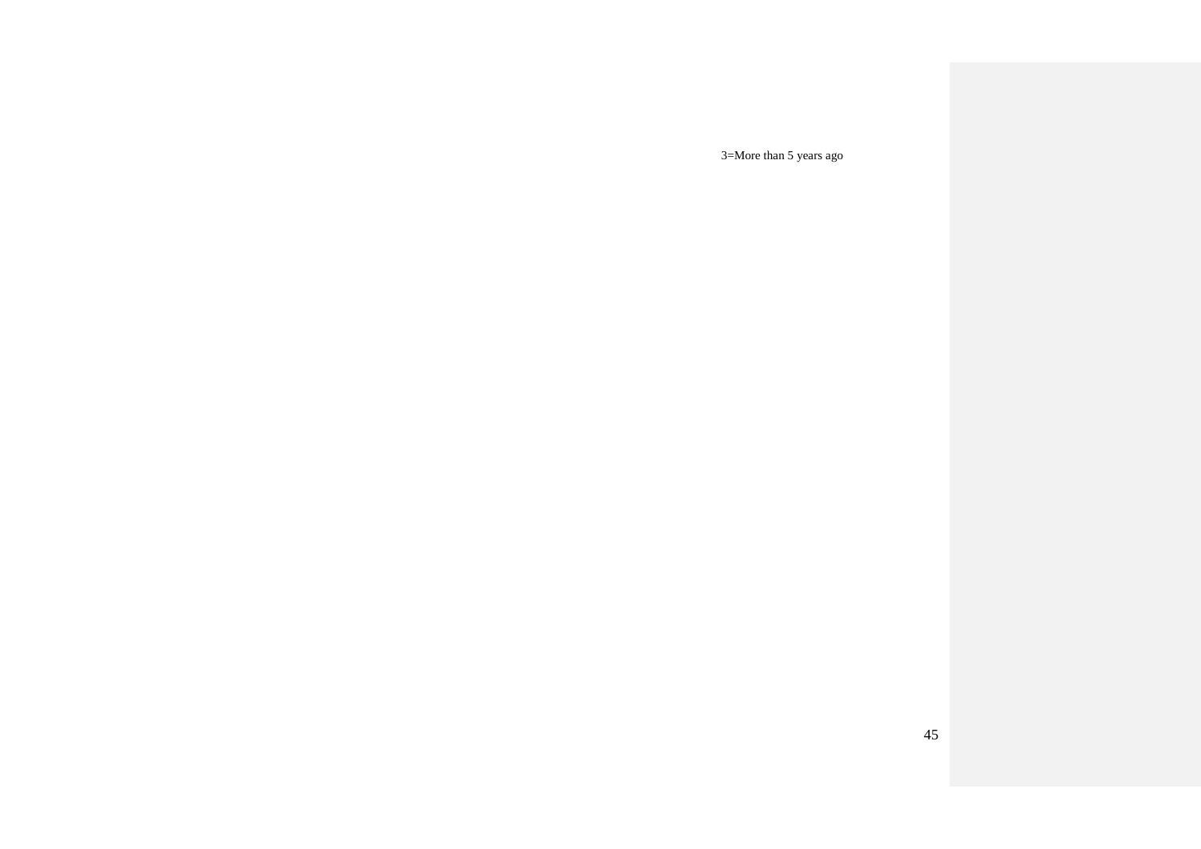3=More than 5 years ago